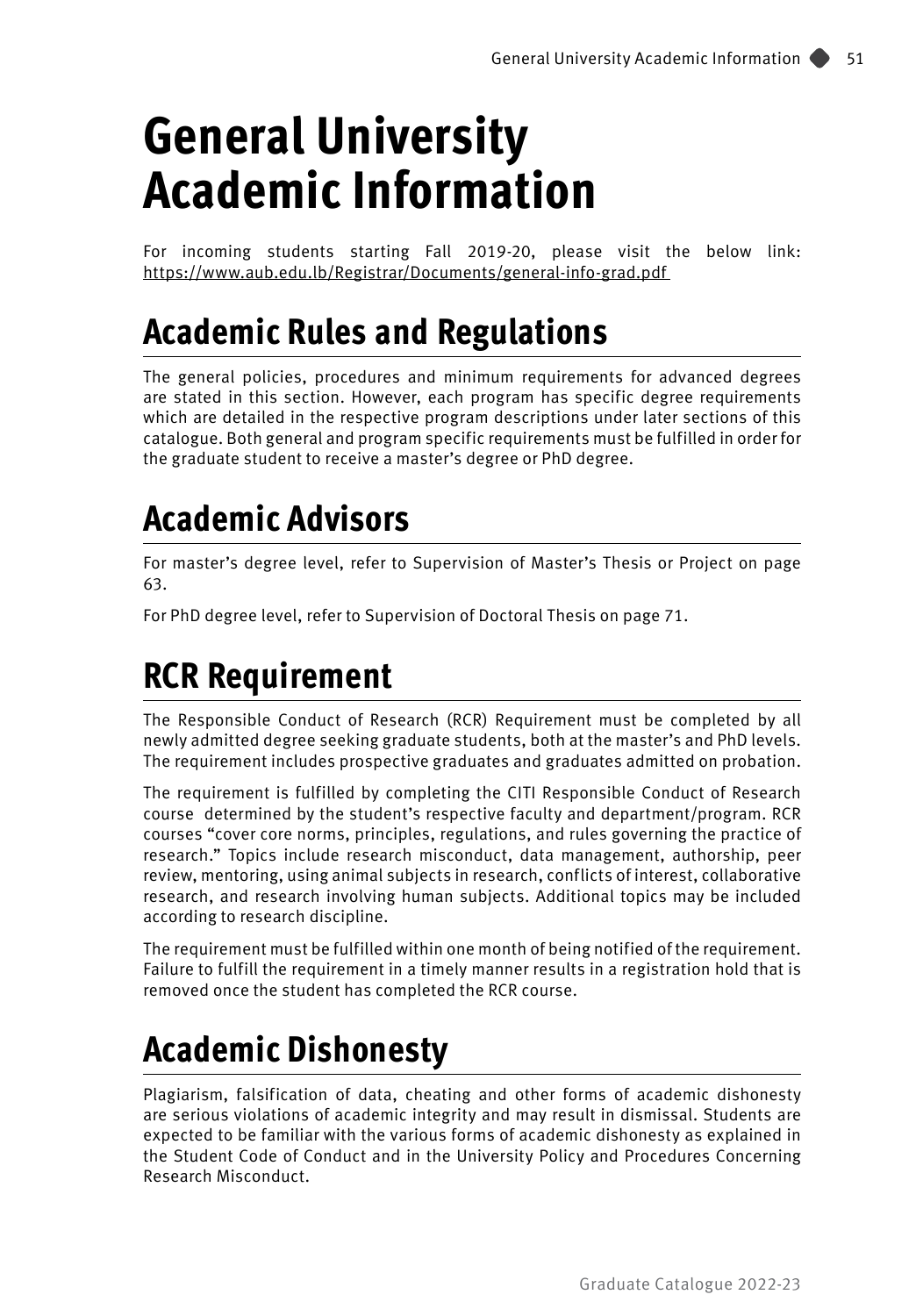# General University Academic Information

For incoming students starting Fall 2019-20, please visit the below link: https://www.aub.edu.lb/Registrar/Documents/general-info-grad.pdf

## Academic Rules and Regulations

The general policies, procedures and minimum requirements for advanced degrees are stated in this section. However, each program has specific degree requirements which are detailed in the respective program descriptions under later sections of this catalogue. Both general and program specific requirements must be fulfilled in order for the graduate student to receive a master's degree or PhD degree.

## Academic Advisors

For master's degree level, refer to Supervision of Master's Thesis or Project on page 63.

For PhD degree level, refer to Supervision of Doctoral Thesis on page 71.

## RCR Requirement

The Responsible Conduct of Research (RCR) Requirement must be completed by all newly admitted degree seeking graduate students, both at the master's and PhD levels. The requirement includes prospective graduates and graduates admitted on probation.

The requirement is fulfilled by completing the CITI Responsible Conduct of Research course determined by the student's respective faculty and department/program. RCR courses "cover core norms, principles, regulations, and rules governing the practice of research." Topics include research misconduct, data management, authorship, peer review, mentoring, using animal subjects in research, conflicts of interest, collaborative research, and research involving human subjects. Additional topics may be included according to research discipline.

The requirement must be fulfilled within one month of being notified of the requirement. Failure to fulfill the requirement in a timely manner results in a registration hold that is removed once the student has completed the RCR course.

## Academic Dishonesty

Plagiarism, falsification of data, cheating and other forms of academic dishonesty are serious violations of academic integrity and may result in dismissal. Students are expected to be familiar with the various forms of academic dishonesty as explained in the Student Code of Conduct and in the University Policy and Procedures Concerning Research Misconduct.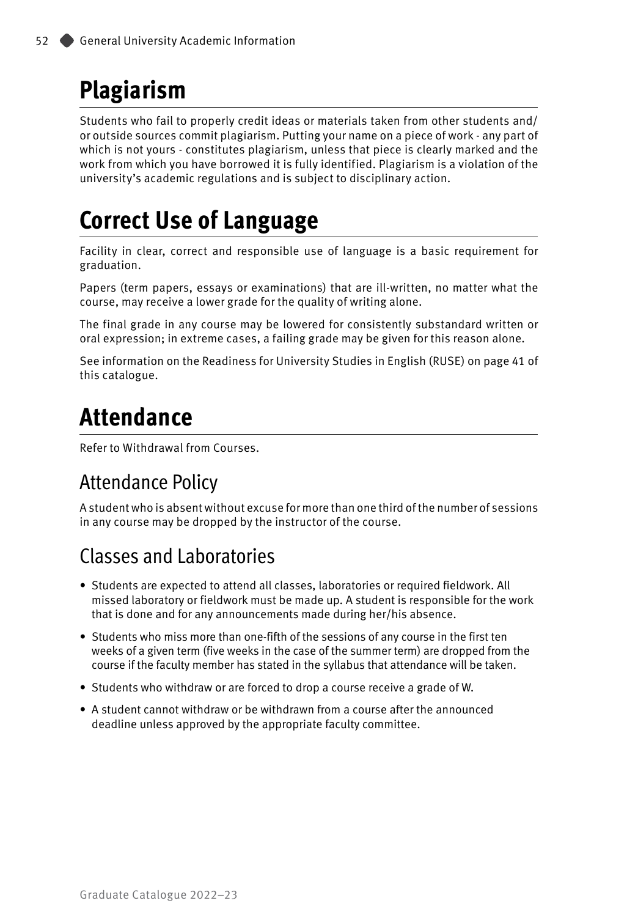# Plagiarism

Students who fail to properly credit ideas or materials taken from other students and/or outside sources commit plagiarism. Putting your name on a piece of work - any part of which is not yours - constitutes plagiarism, unless that piece is clearly marked and the work from which you have borrowed it is fully identified. Plagiarism is a violation of the university's academic regulations and is subject to disciplinary action.

# Correct Use of Language

Facility in clear, correct and responsible use of language is a basic requirement for graduation.

Papers (term papers, essays or examinations) that are ill-written, no matter what the course, may receive a lower grade for the quality of writing alone.

The final grade in any course may be lowered for consistently substandard written or oral expression; in extreme cases, a failing grade may be given for this reason alone.

See information on the Readiness for University Studies in English (RUSE) on page 41 of this catalogue.

# Attendance

Refer to Withdrawal from Courses.

## Attendance Policy

A student who is absent without excuse for more than one third of the number of sessions in any course may be dropped by the instructor of the course.

## Classes and Laboratories

- Students are expected to attend all classes, laboratories or required fieldwork. All missed laboratory or fieldwork must be made up. A student is responsible for the work that is done and for any announcements made during her/his absence.
- Students who miss more than one-fifth of the sessions of any course in the first ten weeks of a given term (five weeks in the case of the summer term) are dropped from the course if the faculty member has stated in the syllabus that attendance will be taken.
- Students who withdraw or are forced to drop a course receive a grade of W.
- A student cannot withdraw or be withdrawn from a course after the announced deadline unless approved by the appropriate faculty committee.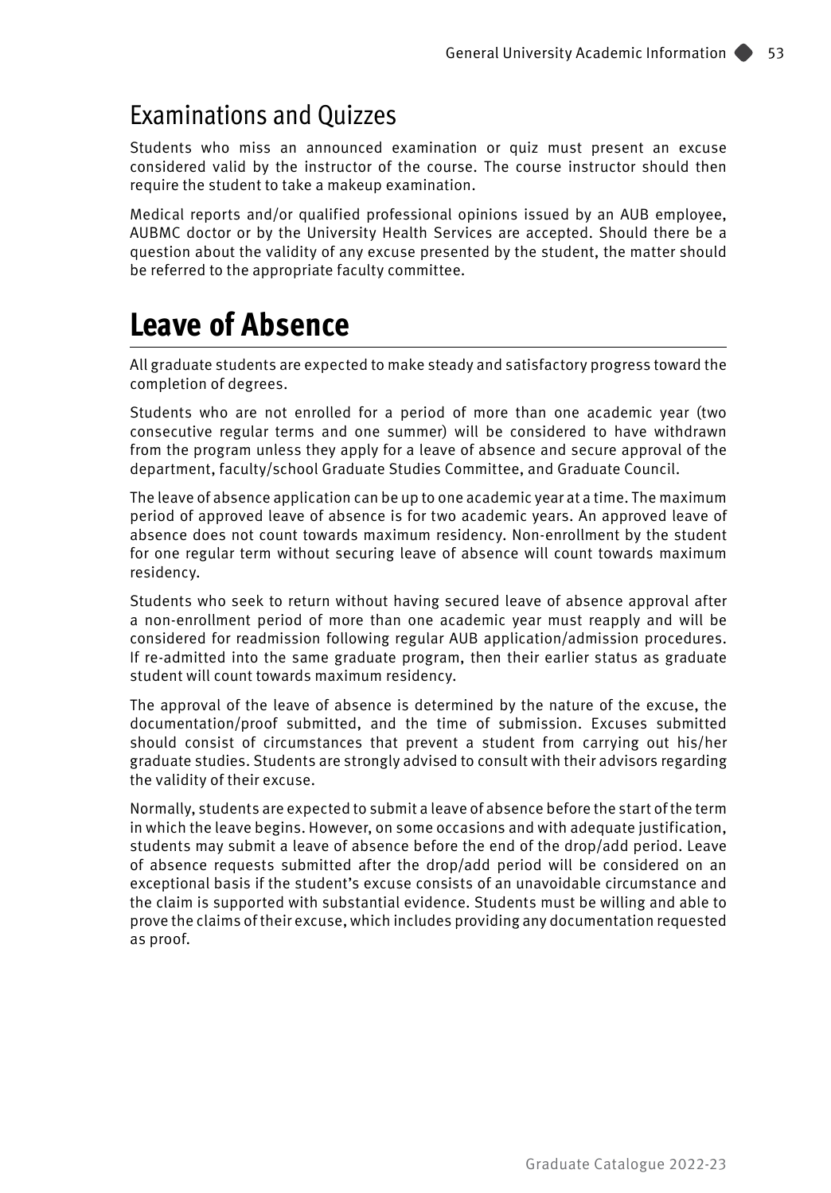## Examinations and Quizzes

Students who miss an announced examination or quiz must present an excuse considered valid by the instructor of the course. The course instructor should then require the student to take a makeup examination.

Medical reports and/or qualified professional opinions issued by an AUB employee, AUBMC doctor or by the University Health Services are accepted. Should there be a question about the validity of any excuse presented by the student, the matter should be referred to the appropriate faculty committee.

# Leave of Absence

All graduate students are expected to make steady and satisfactory progress toward the completion of degrees.

Students who are not enrolled for a period of more than one academic year (two consecutive regular terms and one summer) will be considered to have withdrawn from the program unless they apply for a leave of absence and secure approval of the department, faculty/school Graduate Studies Committee, and Graduate Council.

The leave of absence application can be up to one academic year at a time. The maximum period of approved leave of absence is for two academic years. An approved leave of absence does not count towards maximum residency. Non-enrollment by the student for one regular term without securing leave of absence will count towards maximum residency.

Students who seek to return without having secured leave of absence approval after a non-enrollment period of more than one academic year must reapply and will be considered for readmission following regular AUB application/admission procedures. If re-admitted into the same graduate program, then their earlier status as graduate student will count towards maximum residency.

The approval of the leave of absence is determined by the nature of the excuse, the documentation/proof submitted, and the time of submission. Excuses submitted should consist of circumstances that prevent a student from carrying out his/her graduate studies. Students are strongly advised to consult with their advisors regarding the validity of their excuse.

Normally, students are expected to submit a leave of absence before the start of the term in which the leave begins. However, on some occasions and with adequate justification, students may submit a leave of absence before the end of the drop/add period. Leave of absence requests submitted after the drop/add period will be considered on an exceptional basis if the student's excuse consists of an unavoidable circumstance and the claim is supported with substantial evidence. Students must be willing and able to prove the claims of their excuse, which includes providing any documentation requested as proof.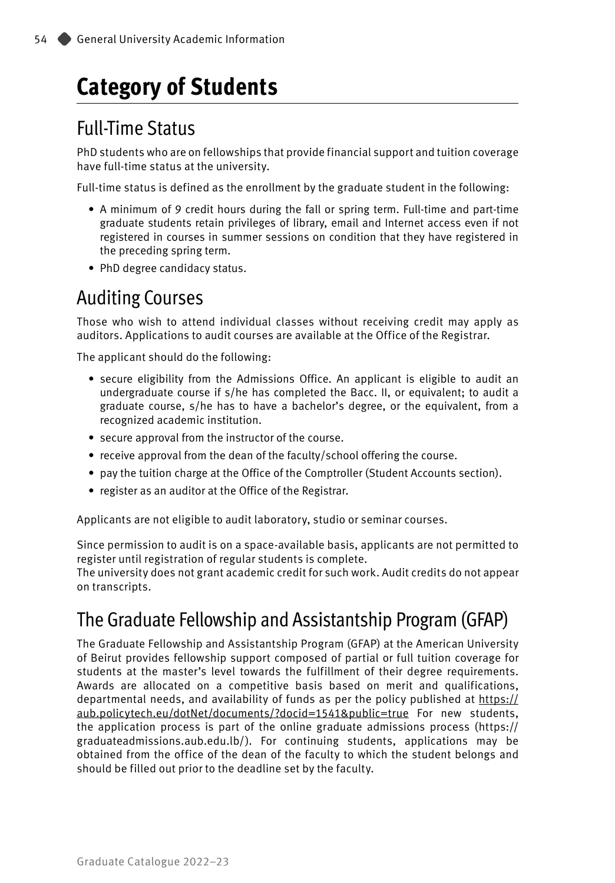# Category of Students

## Full-Time Status

PhD students who are on fellowships that provide financial support and tuition coverage have full-time status at the university.

Full-time status is defined as the enrollment by the graduate student in the following:

- A minimum of 9 credit hours during the fall or spring term. Full-time and part-time graduate students retain privileges of library, email and Internet access even if not registered in courses in summer sessions on condition that they have registered in the preceding spring term.
- PhD degree candidacy status.

## Auditing Courses

Those who wish to attend individual classes without receiving credit may apply as auditors. Applications to audit courses are available at the Office of the Registrar.

The applicant should do the following:

- secure eligibility from the Admissions Office. An applicant is eligible to audit an undergraduate course if s/he has completed the Bacc. II, or equivalent; to audit a graduate course, s/he has to have a bachelor's degree, or the equivalent, from a recognized academic institution.
- secure approval from the instructor of the course.
- receive approval from the dean of the faculty/school offering the course.
- pay the tuition charge at the Office of the Comptroller (Student Accounts section).
- register as an auditor at the Office of the Registrar.

Applicants are not eligible to audit laboratory, studio or seminar courses.

Since permission to audit is on a space-available basis, applicants are not permitted to register until registration of regular students is complete.
The university does not grant academic credit for such work. Audit credits do not appear on transcripts.

## The Graduate Fellowship and Assistantship Program (GFAP)

The Graduate Fellowship and Assistantship Program (GFAP) at the American University of Beirut provides fellowship support composed of partial or full tuition coverage for students at the master's level towards the fulfillment of their degree requirements. Awards are allocated on a competitive basis based on merit and qualifications, departmental needs, and availability of funds as per the policy published at https://aub.policytech.eu/dotNet/documents/?docid=1541&public=true For new students, the application process is part of the online graduate admissions process (https://graduateadmissions.aub.edu.lb/). For continuing students, applications may be obtained from the office of the dean of the faculty to which the student belongs and should be filled out prior to the deadline set by the faculty.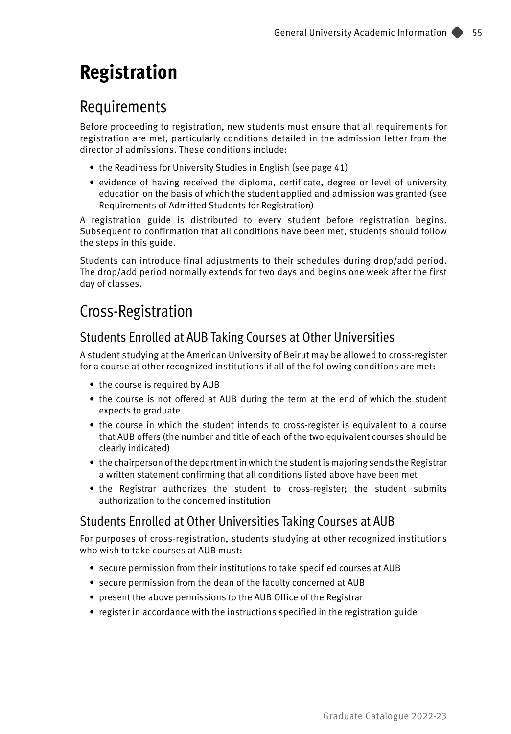# Registration

## Requirements

Before proceeding to registration, new students must ensure that all requirements for registration are met, particularly conditions detailed in the admission letter from the director of admissions. These conditions include:

- the Readiness for University Studies in English (see page 41)
- evidence of having received the diploma, certificate, degree or level of university education on the basis of which the student applied and admission was granted (see Requirements of Admitted Students for Registration)

A registration guide is distributed to every student before registration begins. Subsequent to confirmation that all conditions have been met, students should follow the steps in this guide.

Students can introduce final adjustments to their schedules during drop/add period. The drop/add period normally extends for two days and begins one week after the first day of classes.

## Cross-Registration

### Students Enrolled at AUB Taking Courses at Other Universities

A student studying at the American University of Beirut may be allowed to cross-register for a course at other recognized institutions if all of the following conditions are met:

- the course is required by AUB
- the course is not offered at AUB during the term at the end of which the student expects to graduate
- the course in which the student intends to cross-register is equivalent to a course that AUB offers (the number and title of each of the two equivalent courses should be clearly indicated)
- the chairperson of the department in which the student is majoring sends the Registrar a written statement confirming that all conditions listed above have been met
- the Registrar authorizes the student to cross-register; the student submits authorization to the concerned institution

### Students Enrolled at Other Universities Taking Courses at AUB

For purposes of cross-registration, students studying at other recognized institutions who wish to take courses at AUB must:

- secure permission from their institutions to take specified courses at AUB
- secure permission from the dean of the faculty concerned at AUB
- present the above permissions to the AUB Office of the Registrar
- register in accordance with the instructions specified in the registration guide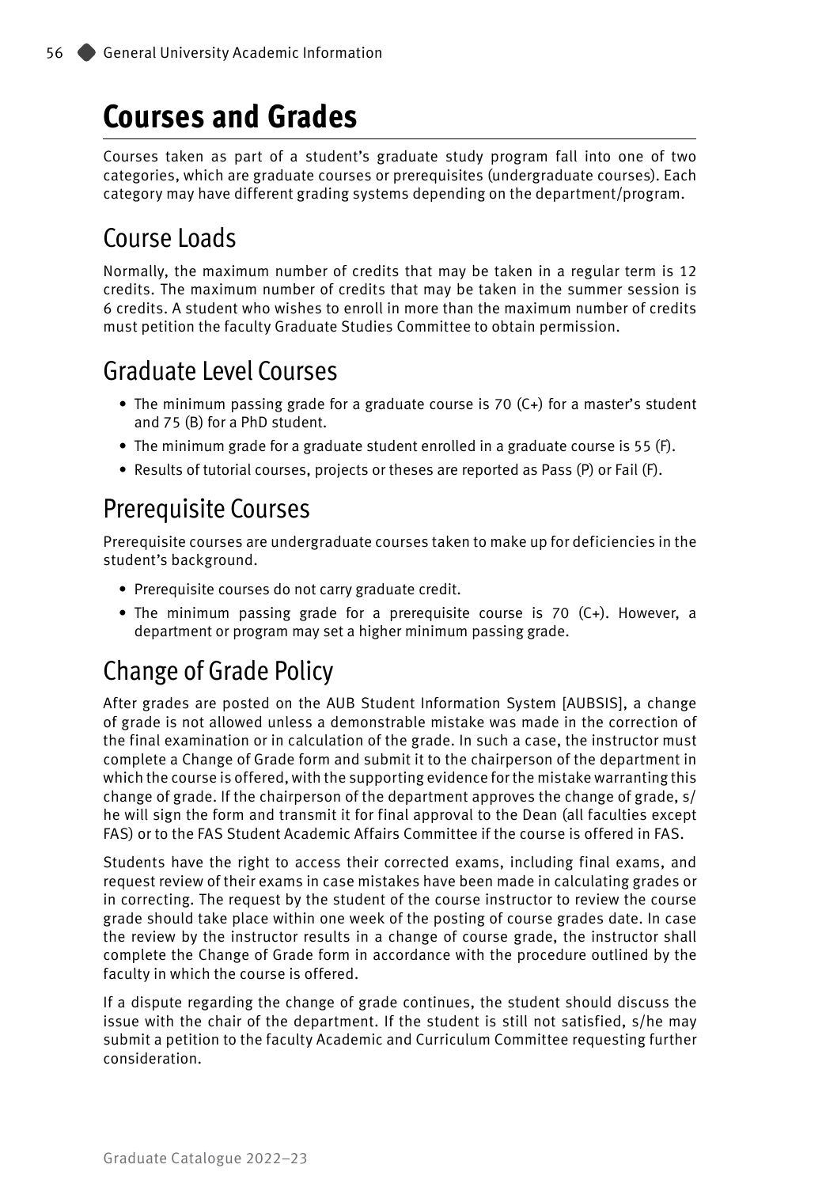# Courses and Grades

Courses taken as part of a student's graduate study program fall into one of two categories, which are graduate courses or prerequisites (undergraduate courses). Each category may have different grading systems depending on the department/program.

## Course Loads

Normally, the maximum number of credits that may be taken in a regular term is 12 credits. The maximum number of credits that may be taken in the summer session is 6 credits. A student who wishes to enroll in more than the maximum number of credits must petition the faculty Graduate Studies Committee to obtain permission.

## Graduate Level Courses

- The minimum passing grade for a graduate course is 70 (C+) for a master's student and 75 (B) for a PhD student.
- The minimum grade for a graduate student enrolled in a graduate course is 55 (F).
- Results of tutorial courses, projects or theses are reported as Pass (P) or Fail (F).

## Prerequisite Courses

Prerequisite courses are undergraduate courses taken to make up for deficiencies in the student's background.

- Prerequisite courses do not carry graduate credit.
- The minimum passing grade for a prerequisite course is 70 (C+). However, a department or program may set a higher minimum passing grade.

## Change of Grade Policy

After grades are posted on the AUB Student Information System [AUBSIS], a change of grade is not allowed unless a demonstrable mistake was made in the correction of the final examination or in calculation of the grade. In such a case, the instructor must complete a Change of Grade form and submit it to the chairperson of the department in which the course is offered, with the supporting evidence for the mistake warranting this change of grade. If the chairperson of the department approves the change of grade, s/he will sign the form and transmit it for final approval to the Dean (all faculties except FAS) or to the FAS Student Academic Affairs Committee if the course is offered in FAS.

Students have the right to access their corrected exams, including final exams, and request review of their exams in case mistakes have been made in calculating grades or in correcting. The request by the student of the course instructor to review the course grade should take place within one week of the posting of course grades date. In case the review by the instructor results in a change of course grade, the instructor shall complete the Change of Grade form in accordance with the procedure outlined by the faculty in which the course is offered.

If a dispute regarding the change of grade continues, the student should discuss the issue with the chair of the department. If the student is still not satisfied, s/he may submit a petition to the faculty Academic and Curriculum Committee requesting further consideration.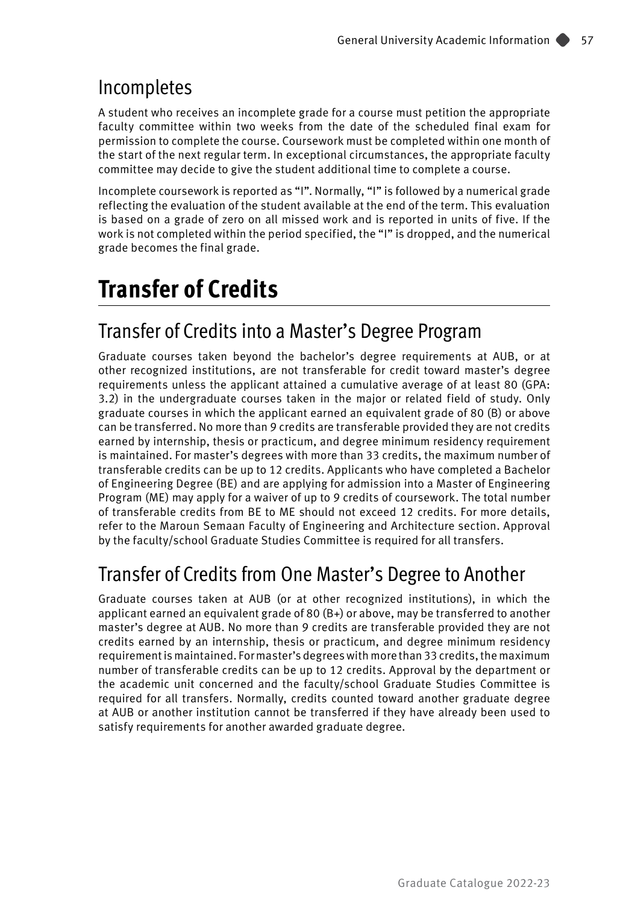## Incompletes

A student who receives an incomplete grade for a course must petition the appropriate faculty committee within two weeks from the date of the scheduled final exam for permission to complete the course. Coursework must be completed within one month of the start of the next regular term. In exceptional circumstances, the appropriate faculty committee may decide to give the student additional time to complete a course.

Incomplete coursework is reported as "I". Normally, "I" is followed by a numerical grade reflecting the evaluation of the student available at the end of the term. This evaluation is based on a grade of zero on all missed work and is reported in units of five. If the work is not completed within the period specified, the "I" is dropped, and the numerical grade becomes the final grade.

# Transfer of Credits

## Transfer of Credits into a Master's Degree Program

Graduate courses taken beyond the bachelor's degree requirements at AUB, or at other recognized institutions, are not transferable for credit toward master's degree requirements unless the applicant attained a cumulative average of at least 80 (GPA: 3.2) in the undergraduate courses taken in the major or related field of study. Only graduate courses in which the applicant earned an equivalent grade of 80 (B) or above can be transferred. No more than 9 credits are transferable provided they are not credits earned by internship, thesis or practicum, and degree minimum residency requirement is maintained. For master's degrees with more than 33 credits, the maximum number of transferable credits can be up to 12 credits. Applicants who have completed a Bachelor of Engineering Degree (BE) and are applying for admission into a Master of Engineering Program (ME) may apply for a waiver of up to 9 credits of coursework. The total number of transferable credits from BE to ME should not exceed 12 credits. For more details, refer to the Maroun Semaan Faculty of Engineering and Architecture section. Approval by the faculty/school Graduate Studies Committee is required for all transfers.

## Transfer of Credits from One Master's Degree to Another

Graduate courses taken at AUB (or at other recognized institutions), in which the applicant earned an equivalent grade of 80 (B+) or above, may be transferred to another master's degree at AUB. No more than 9 credits are transferable provided they are not credits earned by an internship, thesis or practicum, and degree minimum residency requirement is maintained. For master's degrees with more than 33 credits, the maximum number of transferable credits can be up to 12 credits. Approval by the department or the academic unit concerned and the faculty/school Graduate Studies Committee is required for all transfers. Normally, credits counted toward another graduate degree at AUB or another institution cannot be transferred if they have already been used to satisfy requirements for another awarded graduate degree.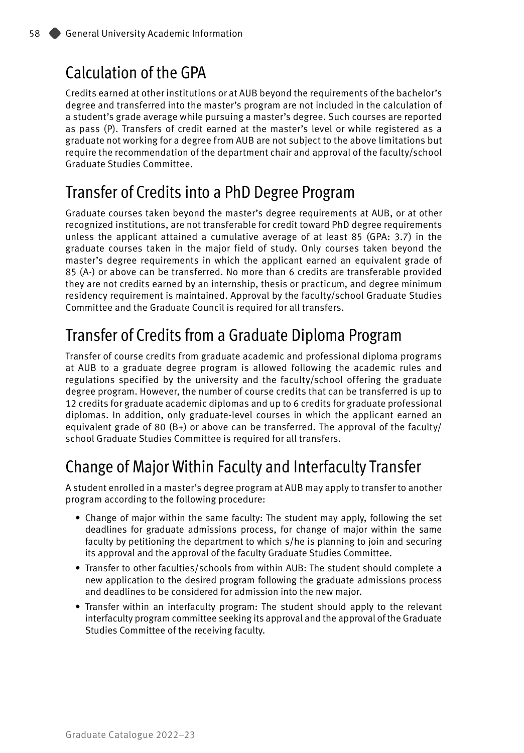## Calculation of the GPA

Credits earned at other institutions or at AUB beyond the requirements of the bachelor's degree and transferred into the master's program are not included in the calculation of a student's grade average while pursuing a master's degree. Such courses are reported as pass (P). Transfers of credit earned at the master's level or while registered as a graduate not working for a degree from AUB are not subject to the above limitations but require the recommendation of the department chair and approval of the faculty/school Graduate Studies Committee.

## Transfer of Credits into a PhD Degree Program

Graduate courses taken beyond the master's degree requirements at AUB, or at other recognized institutions, are not transferable for credit toward PhD degree requirements unless the applicant attained a cumulative average of at least 85 (GPA: 3.7) in the graduate courses taken in the major field of study. Only courses taken beyond the master's degree requirements in which the applicant earned an equivalent grade of 85 (A-) or above can be transferred. No more than 6 credits are transferable provided they are not credits earned by an internship, thesis or practicum, and degree minimum residency requirement is maintained. Approval by the faculty/school Graduate Studies Committee and the Graduate Council is required for all transfers.

## Transfer of Credits from a Graduate Diploma Program

Transfer of course credits from graduate academic and professional diploma programs at AUB to a graduate degree program is allowed following the academic rules and regulations specified by the university and the faculty/school offering the graduate degree program. However, the number of course credits that can be transferred is up to 12 credits for graduate academic diplomas and up to 6 credits for graduate professional diplomas. In addition, only graduate-level courses in which the applicant earned an equivalent grade of 80 (B+) or above can be transferred. The approval of the faculty/school Graduate Studies Committee is required for all transfers.

## Change of Major Within Faculty and Interfaculty Transfer

A student enrolled in a master's degree program at AUB may apply to transfer to another program according to the following procedure:

- Change of major within the same faculty: The student may apply, following the set deadlines for graduate admissions process, for change of major within the same faculty by petitioning the department to which s/he is planning to join and securing its approval and the approval of the faculty Graduate Studies Committee.
- Transfer to other faculties/schools from within AUB: The student should complete a new application to the desired program following the graduate admissions process and deadlines to be considered for admission into the new major.
- Transfer within an interfaculty program: The student should apply to the relevant interfaculty program committee seeking its approval and the approval of the Graduate Studies Committee of the receiving faculty.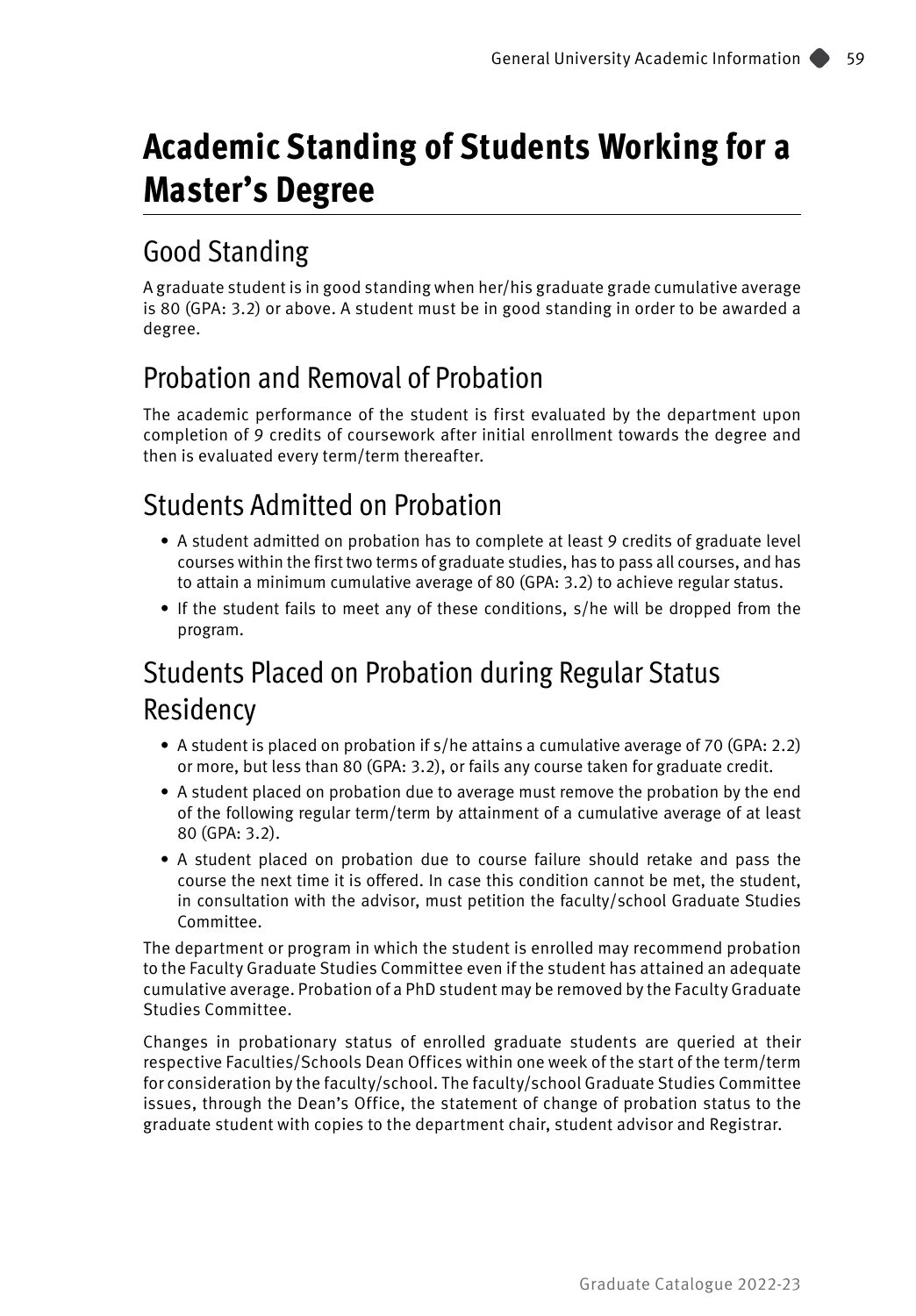# Academic Standing of Students Working for a Master's Degree

## Good Standing

A graduate student is in good standing when her/his graduate grade cumulative average is 80 (GPA: 3.2) or above. A student must be in good standing in order to be awarded a degree.

## Probation and Removal of Probation

The academic performance of the student is first evaluated by the department upon completion of 9 credits of coursework after initial enrollment towards the degree and then is evaluated every term/term thereafter.

## Students Admitted on Probation

- A student admitted on probation has to complete at least 9 credits of graduate level courses within the first two terms of graduate studies, has to pass all courses, and has to attain a minimum cumulative average of 80 (GPA: 3.2) to achieve regular status.
- If the student fails to meet any of these conditions, s/he will be dropped from the program.

## Students Placed on Probation during Regular Status Residency

- A student is placed on probation if s/he attains a cumulative average of 70 (GPA: 2.2) or more, but less than 80 (GPA: 3.2), or fails any course taken for graduate credit.
- A student placed on probation due to average must remove the probation by the end of the following regular term/term by attainment of a cumulative average of at least 80 (GPA: 3.2).
- A student placed on probation due to course failure should retake and pass the course the next time it is offered. In case this condition cannot be met, the student, in consultation with the advisor, must petition the faculty/school Graduate Studies Committee.

The department or program in which the student is enrolled may recommend probation to the Faculty Graduate Studies Committee even if the student has attained an adequate cumulative average. Probation of a PhD student may be removed by the Faculty Graduate Studies Committee.

Changes in probationary status of enrolled graduate students are queried at their respective Faculties/Schools Dean Offices within one week of the start of the term/term for consideration by the faculty/school. The faculty/school Graduate Studies Committee issues, through the Dean's Office, the statement of change of probation status to the graduate student with copies to the department chair, student advisor and Registrar.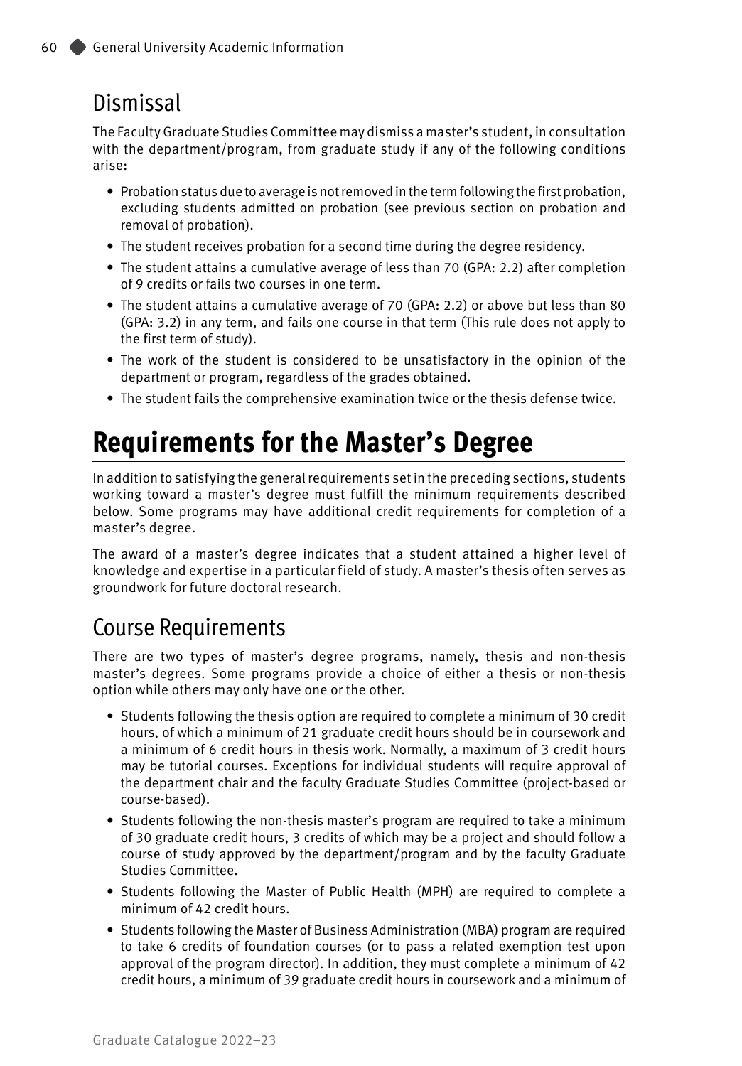## Dismissal

The Faculty Graduate Studies Committee may dismiss a master's student, in consultation with the department/program, from graduate study if any of the following conditions arise:

- Probation status due to average is not removed in the term following the first probation, excluding students admitted on probation (see previous section on probation and removal of probation).
- The student receives probation for a second time during the degree residency.
- The student attains a cumulative average of less than 70 (GPA: 2.2) after completion of 9 credits or fails two courses in one term.
- The student attains a cumulative average of 70 (GPA: 2.2) or above but less than 80 (GPA: 3.2) in any term, and fails one course in that term (This rule does not apply to the first term of study).
- The work of the student is considered to be unsatisfactory in the opinion of the department or program, regardless of the grades obtained.
- The student fails the comprehensive examination twice or the thesis defense twice.

# Requirements for the Master's Degree

In addition to satisfying the general requirements set in the preceding sections, students working toward a master's degree must fulfill the minimum requirements described below. Some programs may have additional credit requirements for completion of a master's degree.

The award of a master's degree indicates that a student attained a higher level of knowledge and expertise in a particular field of study. A master's thesis often serves as groundwork for future doctoral research.

## Course Requirements

There are two types of master's degree programs, namely, thesis and non-thesis master's degrees. Some programs provide a choice of either a thesis or non-thesis option while others may only have one or the other.

- Students following the thesis option are required to complete a minimum of 30 credit hours, of which a minimum of 21 graduate credit hours should be in coursework and a minimum of 6 credit hours in thesis work. Normally, a maximum of 3 credit hours may be tutorial courses. Exceptions for individual students will require approval of the department chair and the faculty Graduate Studies Committee (project-based or course-based).
- Students following the non-thesis master's program are required to take a minimum of 30 graduate credit hours, 3 credits of which may be a project and should follow a course of study approved by the department/program and by the faculty Graduate Studies Committee.
- Students following the Master of Public Health (MPH) are required to complete a minimum of 42 credit hours.
- Students following the Master of Business Administration (MBA) program are required to take 6 credits of foundation courses (or to pass a related exemption test upon approval of the program director). In addition, they must complete a minimum of 42 credit hours, a minimum of 39 graduate credit hours in coursework and a minimum of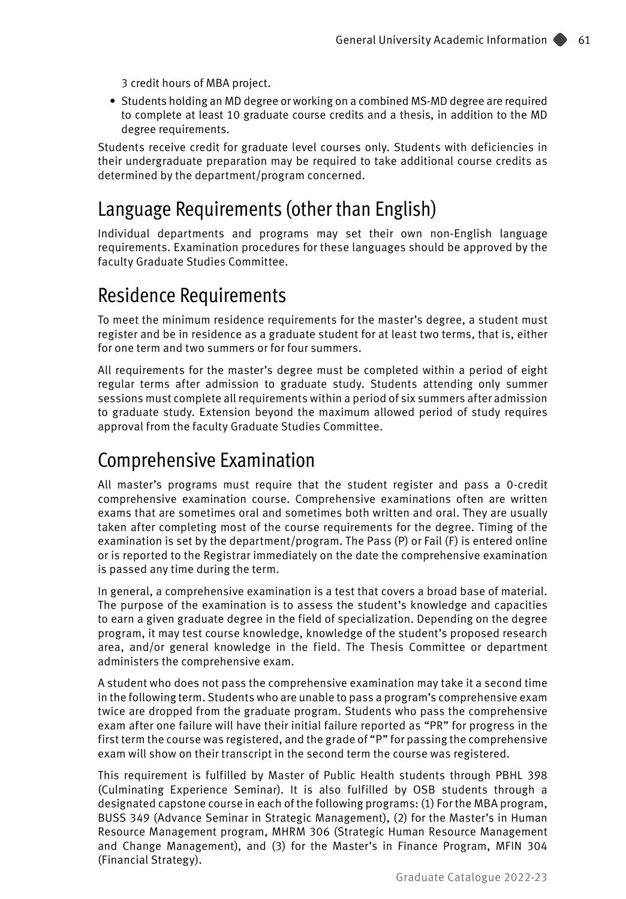3 credit hours of MBA project.

- Students holding an MD degree or working on a combined MS-MD degree are required to complete at least 10 graduate course credits and a thesis, in addition to the MD degree requirements.

Students receive credit for graduate level courses only. Students with deficiencies in their undergraduate preparation may be required to take additional course credits as determined by the department/program concerned.

## Language Requirements (other than English)

Individual departments and programs may set their own non-English language requirements. Examination procedures for these languages should be approved by the faculty Graduate Studies Committee.

## Residence Requirements

To meet the minimum residence requirements for the master's degree, a student must register and be in residence as a graduate student for at least two terms, that is, either for one term and two summers or for four summers.

All requirements for the master's degree must be completed within a period of eight regular terms after admission to graduate study. Students attending only summer sessions must complete all requirements within a period of six summers after admission to graduate study. Extension beyond the maximum allowed period of study requires approval from the faculty Graduate Studies Committee.

## Comprehensive Examination

All master's programs must require that the student register and pass a 0-credit comprehensive examination course. Comprehensive examinations often are written exams that are sometimes oral and sometimes both written and oral. They are usually taken after completing most of the course requirements for the degree. Timing of the examination is set by the department/program. The Pass (P) or Fail (F) is entered online or is reported to the Registrar immediately on the date the comprehensive examination is passed any time during the term.

In general, a comprehensive examination is a test that covers a broad base of material. The purpose of the examination is to assess the student's knowledge and capacities to earn a given graduate degree in the field of specialization. Depending on the degree program, it may test course knowledge, knowledge of the student's proposed research area, and/or general knowledge in the field. The Thesis Committee or department administers the comprehensive exam.

A student who does not pass the comprehensive examination may take it a second time in the following term. Students who are unable to pass a program's comprehensive exam twice are dropped from the graduate program. Students who pass the comprehensive exam after one failure will have their initial failure reported as "PR" for progress in the first term the course was registered, and the grade of "P" for passing the comprehensive exam will show on their transcript in the second term the course was registered.

This requirement is fulfilled by Master of Public Health students through PBHL 398 (Culminating Experience Seminar). It is also fulfilled by OSB students through a designated capstone course in each of the following programs: (1) For the MBA program, BUSS 349 (Advance Seminar in Strategic Management), (2) for the Master's in Human Resource Management program, MHRM 306 (Strategic Human Resource Management and Change Management), and (3) for the Master's in Finance Program, MFIN 304 (Financial Strategy).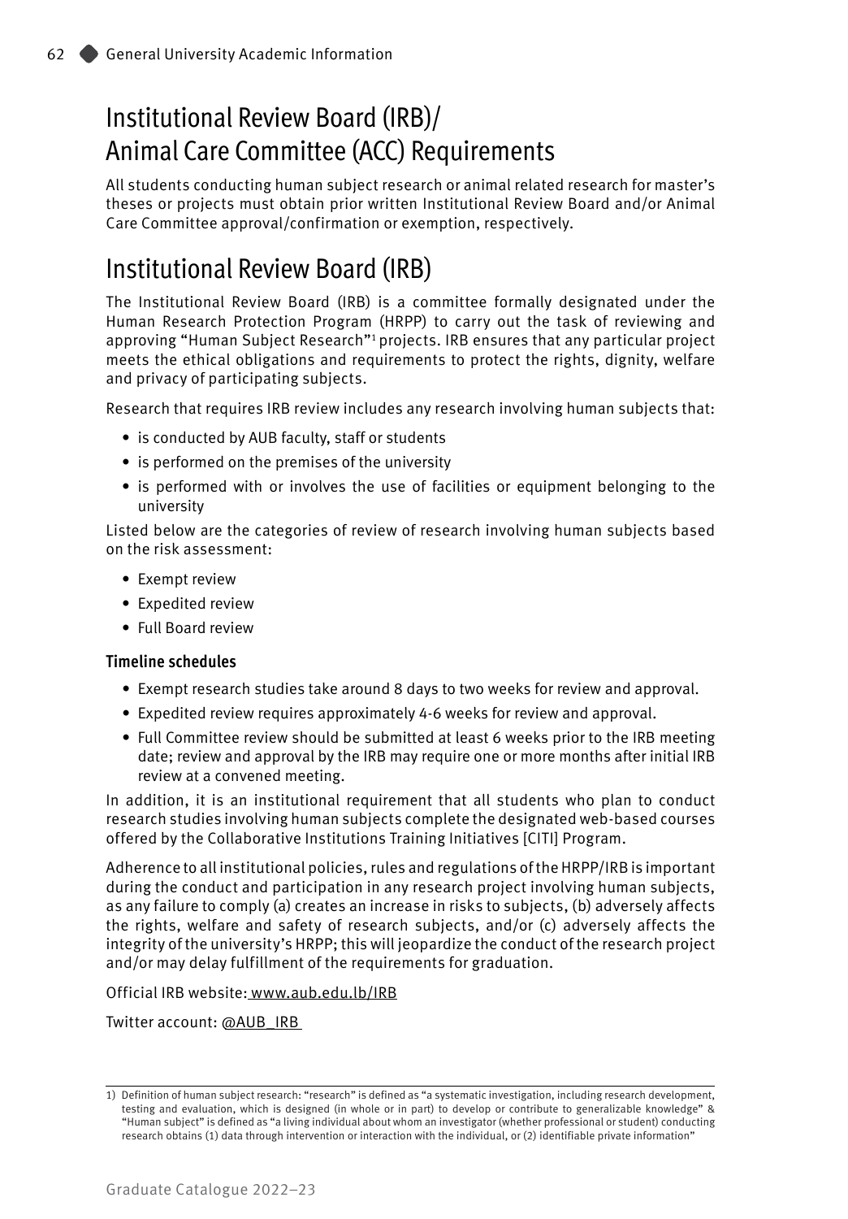# Institutional Review Board (IRB)/ Animal Care Committee (ACC) Requirements

All students conducting human subject research or animal related research for master's theses or projects must obtain prior written Institutional Review Board and/or Animal Care Committee approval/confirmation or exemption, respectively.

# Institutional Review Board (IRB)

The Institutional Review Board (IRB) is a committee formally designated under the Human Research Protection Program (HRPP) to carry out the task of reviewing and approving "Human Subject Research"[1] projects. IRB ensures that any particular project meets the ethical obligations and requirements to protect the rights, dignity, welfare and privacy of participating subjects.

Research that requires IRB review includes any research involving human subjects that:

- is conducted by AUB faculty, staff or students
- is performed on the premises of the university
- is performed with or involves the use of facilities or equipment belonging to the university

Listed below are the categories of review of research involving human subjects based on the risk assessment:

- Exempt review
- Expedited review
- Full Board review

### Timeline schedules

- Exempt research studies take around 8 days to two weeks for review and approval.
- Expedited review requires approximately 4-6 weeks for review and approval.
- Full Committee review should be submitted at least 6 weeks prior to the IRB meeting date; review and approval by the IRB may require one or more months after initial IRB review at a convened meeting.

In addition, it is an institutional requirement that all students who plan to conduct research studies involving human subjects complete the designated web-based courses offered by the Collaborative Institutions Training Initiatives [CITI] Program.

Adherence to all institutional policies, rules and regulations of the HRPP/IRB is important during the conduct and participation in any research project involving human subjects, as any failure to comply (a) creates an increase in risks to subjects, (b) adversely affects the rights, welfare and safety of research subjects, and/or (c) adversely affects the integrity of the university's HRPP; this will jeopardize the conduct of the research project and/or may delay fulfillment of the requirements for graduation.

Official IRB website: www.aub.edu.lb/IRB

Twitter account: @AUB_IRB

1) Definition of human subject research: "research" is defined as "a systematic investigation, including research development, testing and evaluation, which is designed (in whole or in part) to develop or contribute to generalizable knowledge" & "Human subject" is defined as "a living individual about whom an investigator (whether professional or student) conducting research obtains (1) data through intervention or interaction with the individual, or (2) identifiable private information"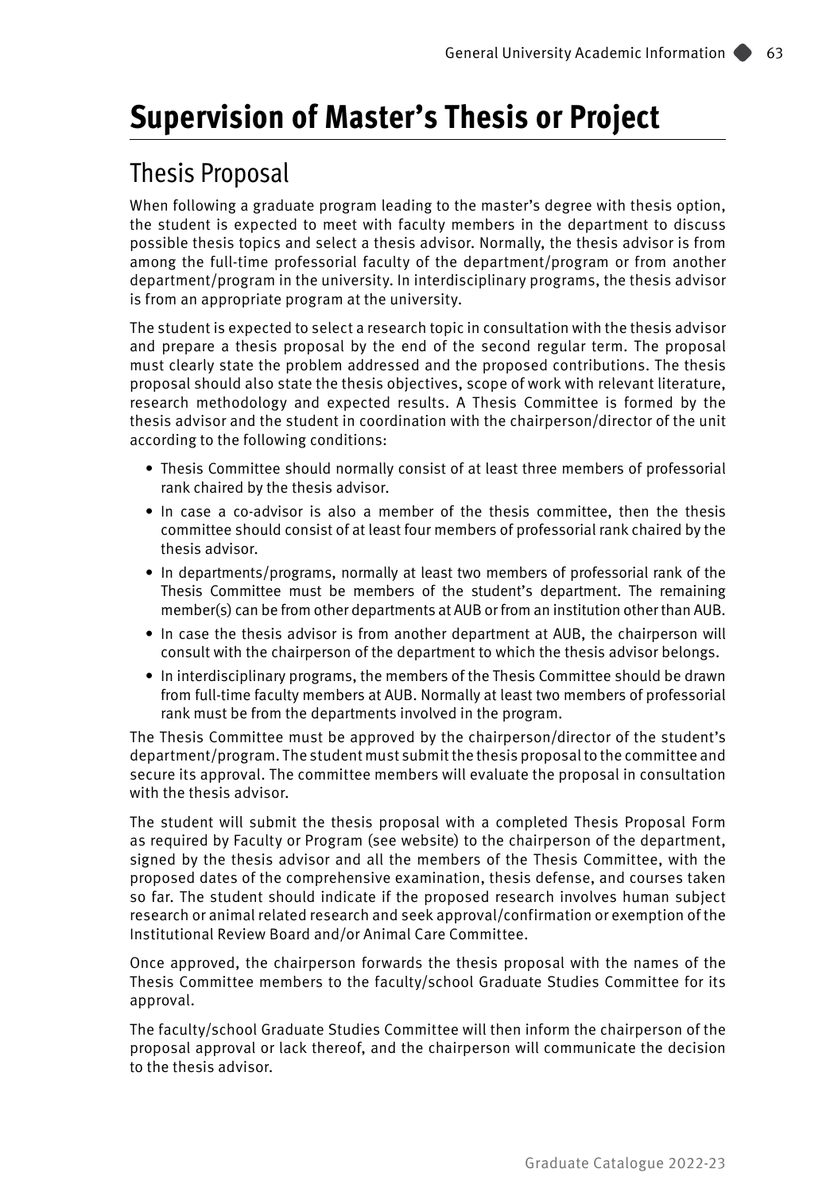# Supervision of Master's Thesis or Project

## Thesis Proposal

When following a graduate program leading to the master's degree with thesis option, the student is expected to meet with faculty members in the department to discuss possible thesis topics and select a thesis advisor. Normally, the thesis advisor is from among the full-time professorial faculty of the department/program or from another department/program in the university. In interdisciplinary programs, the thesis advisor is from an appropriate program at the university.

The student is expected to select a research topic in consultation with the thesis advisor and prepare a thesis proposal by the end of the second regular term. The proposal must clearly state the problem addressed and the proposed contributions. The thesis proposal should also state the thesis objectives, scope of work with relevant literature, research methodology and expected results. A Thesis Committee is formed by the thesis advisor and the student in coordination with the chairperson/director of the unit according to the following conditions:

- Thesis Committee should normally consist of at least three members of professorial rank chaired by the thesis advisor.
- In case a co-advisor is also a member of the thesis committee, then the thesis committee should consist of at least four members of professorial rank chaired by the thesis advisor.
- In departments/programs, normally at least two members of professorial rank of the Thesis Committee must be members of the student's department. The remaining member(s) can be from other departments at AUB or from an institution other than AUB.
- In case the thesis advisor is from another department at AUB, the chairperson will consult with the chairperson of the department to which the thesis advisor belongs.
- In interdisciplinary programs, the members of the Thesis Committee should be drawn from full-time faculty members at AUB. Normally at least two members of professorial rank must be from the departments involved in the program.

The Thesis Committee must be approved by the chairperson/director of the student's department/program. The student must submit the thesis proposal to the committee and secure its approval. The committee members will evaluate the proposal in consultation with the thesis advisor.

The student will submit the thesis proposal with a completed Thesis Proposal Form as required by Faculty or Program (see website) to the chairperson of the department, signed by the thesis advisor and all the members of the Thesis Committee, with the proposed dates of the comprehensive examination, thesis defense, and courses taken so far. The student should indicate if the proposed research involves human subject research or animal related research and seek approval/confirmation or exemption of the Institutional Review Board and/or Animal Care Committee.

Once approved, the chairperson forwards the thesis proposal with the names of the Thesis Committee members to the faculty/school Graduate Studies Committee for its approval.

The faculty/school Graduate Studies Committee will then inform the chairperson of the proposal approval or lack thereof, and the chairperson will communicate the decision to the thesis advisor.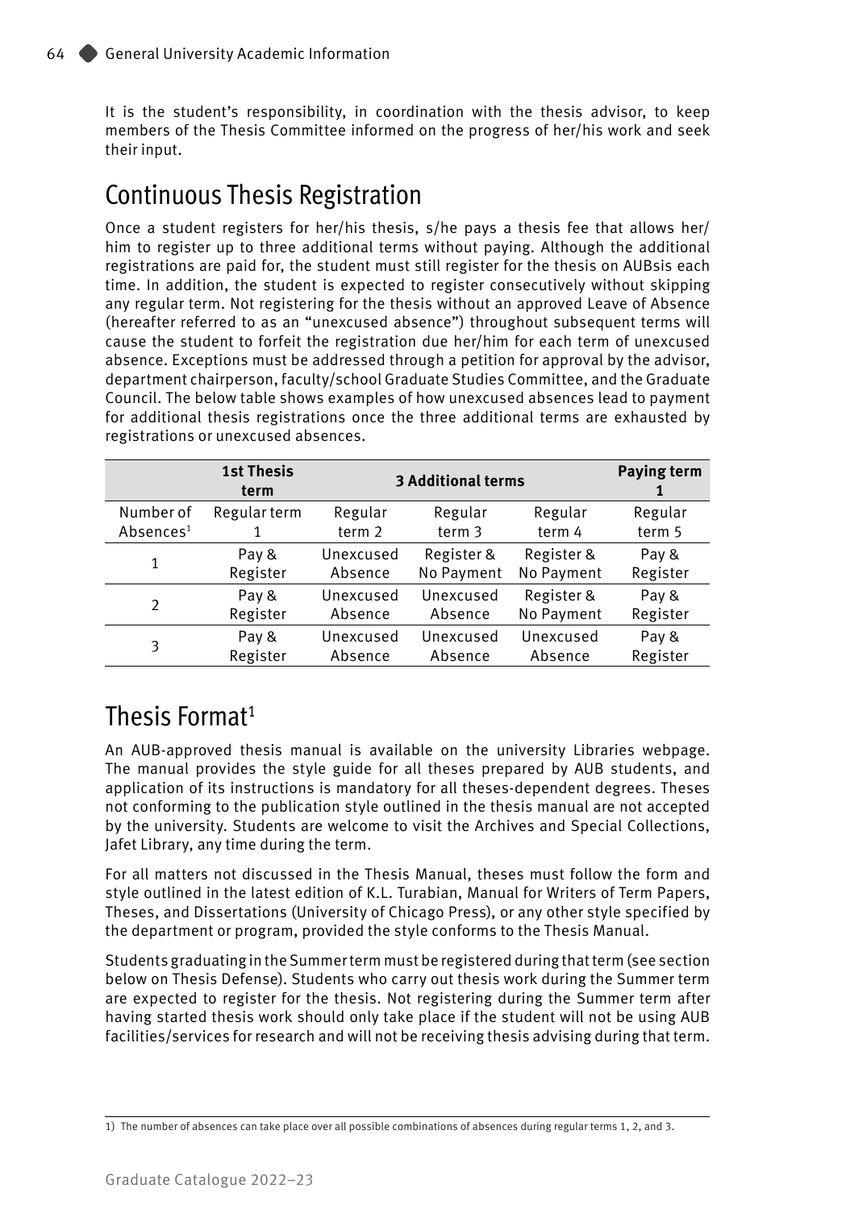It is the student's responsibility, in coordination with the thesis advisor, to keep members of the Thesis Committee informed on the progress of her/his work and seek their input.

## Continuous Thesis Registration

Once a student registers for her/his thesis, s/he pays a thesis fee that allows her/him to register up to three additional terms without paying. Although the additional registrations are paid for, the student must still register for the thesis on AUBsis each time. In addition, the student is expected to register consecutively without skipping any regular term. Not registering for the thesis without an approved Leave of Absence (hereafter referred to as an "unexcused absence") throughout subsequent terms will cause the student to forfeit the registration due her/him for each term of unexcused absence. Exceptions must be addressed through a petition for approval by the advisor, department chairperson, faculty/school Graduate Studies Committee, and the Graduate Council. The below table shows examples of how unexcused absences lead to payment for additional thesis registrations once the three additional terms are exhausted by registrations or unexcused absences.

| | **1st Thesis term** | **3 Additional terms** | | | **Paying term 1** |
|---|---|---|---|---|---|
| Number of Absences[1] | Regular term 1 | Regular term 2 | Regular term 3 | Regular term 4 | Regular term 5 |
| 1 | Pay & Register | Unexcused Absence | Register & No Payment | Register & No Payment | Pay & Register |
| 2 | Pay & Register | Unexcused Absence | Unexcused Absence | Register & No Payment | Pay & Register |
| 3 | Pay & Register | Unexcused Absence | Unexcused Absence | Unexcused Absence | Pay & Register |

## Thesis Format[1]

An AUB-approved thesis manual is available on the university Libraries webpage. The manual provides the style guide for all theses prepared by AUB students, and application of its instructions is mandatory for all theses-dependent degrees. Theses not conforming to the publication style outlined in the thesis manual are not accepted by the university. Students are welcome to visit the Archives and Special Collections, Jafet Library, any time during the term.

For all matters not discussed in the Thesis Manual, theses must follow the form and style outlined in the latest edition of K.L. Turabian, Manual for Writers of Term Papers, Theses, and Dissertations (University of Chicago Press), or any other style specified by the department or program, provided the style conforms to the Thesis Manual.

Students graduating in the Summer term must be registered during that term (see section below on Thesis Defense). Students who carry out thesis work during the Summer term are expected to register for the thesis. Not registering during the Summer term after having started thesis work should only take place if the student will not be using AUB facilities/services for research and will not be receiving thesis advising during that term.

1) The number of absences can take place over all possible combinations of absences during regular terms 1, 2, and 3.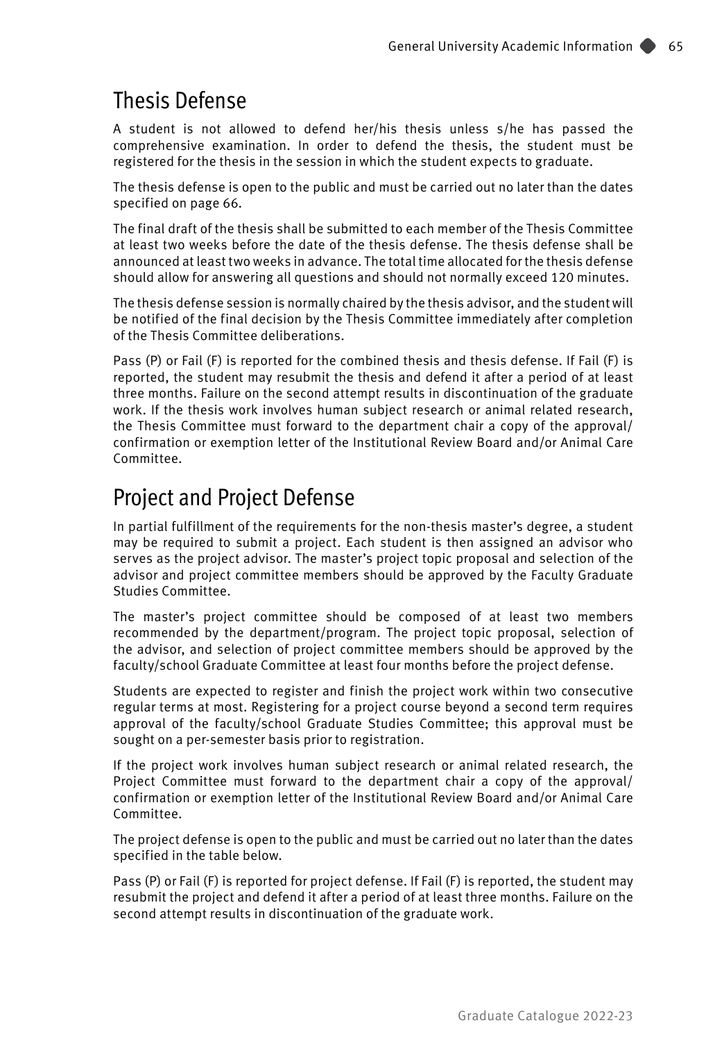## Thesis Defense

A student is not allowed to defend her/his thesis unless s/he has passed the comprehensive examination. In order to defend the thesis, the student must be registered for the thesis in the session in which the student expects to graduate.

The thesis defense is open to the public and must be carried out no later than the dates specified on page 66.

The final draft of the thesis shall be submitted to each member of the Thesis Committee at least two weeks before the date of the thesis defense. The thesis defense shall be announced at least two weeks in advance. The total time allocated for the thesis defense should allow for answering all questions and should not normally exceed 120 minutes.

The thesis defense session is normally chaired by the thesis advisor, and the student will be notified of the final decision by the Thesis Committee immediately after completion of the Thesis Committee deliberations.

Pass (P) or Fail (F) is reported for the combined thesis and thesis defense. If Fail (F) is reported, the student may resubmit the thesis and defend it after a period of at least three months. Failure on the second attempt results in discontinuation of the graduate work. If the thesis work involves human subject research or animal related research, the Thesis Committee must forward to the department chair a copy of the approval/confirmation or exemption letter of the Institutional Review Board and/or Animal Care Committee.

## Project and Project Defense

In partial fulfillment of the requirements for the non-thesis master's degree, a student may be required to submit a project. Each student is then assigned an advisor who serves as the project advisor. The master's project topic proposal and selection of the advisor and project committee members should be approved by the Faculty Graduate Studies Committee.

The master's project committee should be composed of at least two members recommended by the department/program. The project topic proposal, selection of the advisor, and selection of project committee members should be approved by the faculty/school Graduate Committee at least four months before the project defense.

Students are expected to register and finish the project work within two consecutive regular terms at most. Registering for a project course beyond a second term requires approval of the faculty/school Graduate Studies Committee; this approval must be sought on a per-semester basis prior to registration.

If the project work involves human subject research or animal related research, the Project Committee must forward to the department chair a copy of the approval/confirmation or exemption letter of the Institutional Review Board and/or Animal Care Committee.

The project defense is open to the public and must be carried out no later than the dates specified in the table below.

Pass (P) or Fail (F) is reported for project defense. If Fail (F) is reported, the student may resubmit the project and defend it after a period of at least three months. Failure on the second attempt results in discontinuation of the graduate work.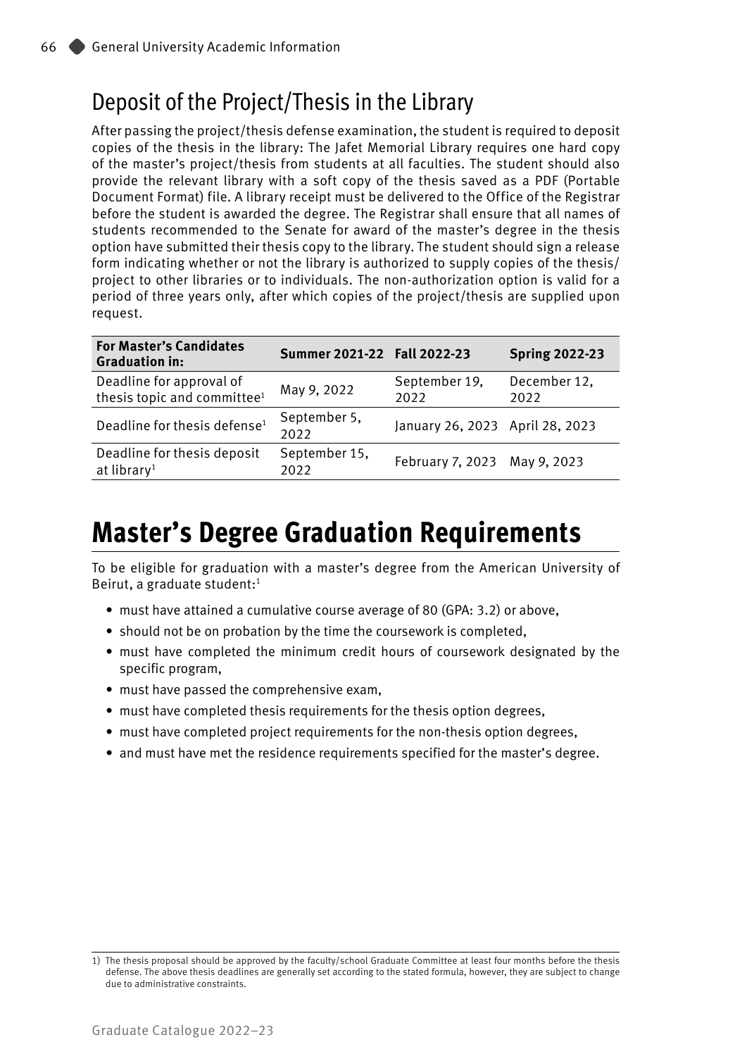## Deposit of the Project/Thesis in the Library

After passing the project/thesis defense examination, the student is required to deposit copies of the thesis in the library: The Jafet Memorial Library requires one hard copy of the master's project/thesis from students at all faculties. The student should also provide the relevant library with a soft copy of the thesis saved as a PDF (Portable Document Format) file. A library receipt must be delivered to the Office of the Registrar before the student is awarded the degree. The Registrar shall ensure that all names of students recommended to the Senate for award of the master's degree in the thesis option have submitted their thesis copy to the library. The student should sign a release form indicating whether or not the library is authorized to supply copies of the thesis/project to other libraries or to individuals. The non-authorization option is valid for a period of three years only, after which copies of the project/thesis are supplied upon request.

| For Master's Candidates Graduation in: | Summer 2021-22 | Fall 2022-23 | Spring 2022-23 |
|---|---|---|---|
| Deadline for approval of thesis topic and committee[1] | May 9, 2022 | September 19, 2022 | December 12, 2022 |
| Deadline for thesis defense[1] | September 5, 2022 | January 26, 2023 | April 28, 2023 |
| Deadline for thesis deposit at library[1] | September 15, 2022 | February 7, 2023 | May 9, 2023 |

# Master's Degree Graduation Requirements

To be eligible for graduation with a master's degree from the American University of Beirut, a graduate student:[1]

- must have attained a cumulative course average of 80 (GPA: 3.2) or above,
- should not be on probation by the time the coursework is completed,
- must have completed the minimum credit hours of coursework designated by the specific program,
- must have passed the comprehensive exam,
- must have completed thesis requirements for the thesis option degrees,
- must have completed project requirements for the non-thesis option degrees,
- and must have met the residence requirements specified for the master's degree.

1) The thesis proposal should be approved by the faculty/school Graduate Committee at least four months before the thesis defense. The above thesis deadlines are generally set according to the stated formula, however, they are subject to change due to administrative constraints.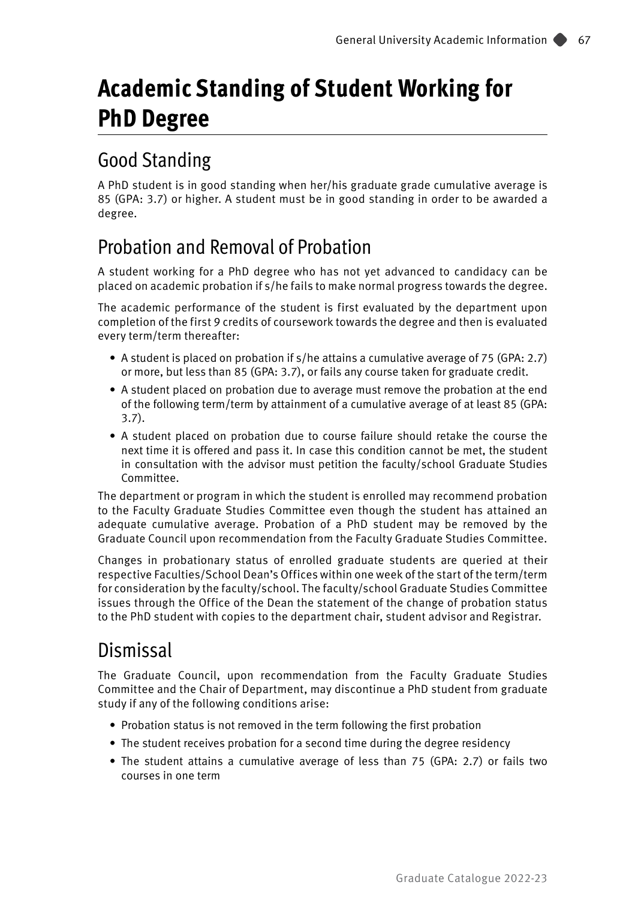# Academic Standing of Student Working for PhD Degree

## Good Standing

A PhD student is in good standing when her/his graduate grade cumulative average is 85 (GPA: 3.7) or higher. A student must be in good standing in order to be awarded a degree.

## Probation and Removal of Probation

A student working for a PhD degree who has not yet advanced to candidacy can be placed on academic probation if s/he fails to make normal progress towards the degree.

The academic performance of the student is first evaluated by the department upon completion of the first 9 credits of coursework towards the degree and then is evaluated every term/term thereafter:

- A student is placed on probation if s/he attains a cumulative average of 75 (GPA: 2.7) or more, but less than 85 (GPA: 3.7), or fails any course taken for graduate credit.
- A student placed on probation due to average must remove the probation at the end of the following term/term by attainment of a cumulative average of at least 85 (GPA: 3.7).
- A student placed on probation due to course failure should retake the course the next time it is offered and pass it. In case this condition cannot be met, the student in consultation with the advisor must petition the faculty/school Graduate Studies Committee.

The department or program in which the student is enrolled may recommend probation to the Faculty Graduate Studies Committee even though the student has attained an adequate cumulative average. Probation of a PhD student may be removed by the Graduate Council upon recommendation from the Faculty Graduate Studies Committee.

Changes in probationary status of enrolled graduate students are queried at their respective Faculties/School Dean's Offices within one week of the start of the term/term for consideration by the faculty/school. The faculty/school Graduate Studies Committee issues through the Office of the Dean the statement of the change of probation status to the PhD student with copies to the department chair, student advisor and Registrar.

## Dismissal

The Graduate Council, upon recommendation from the Faculty Graduate Studies Committee and the Chair of Department, may discontinue a PhD student from graduate study if any of the following conditions arise:

- Probation status is not removed in the term following the first probation
- The student receives probation for a second time during the degree residency
- The student attains a cumulative average of less than 75 (GPA: 2.7) or fails two courses in one term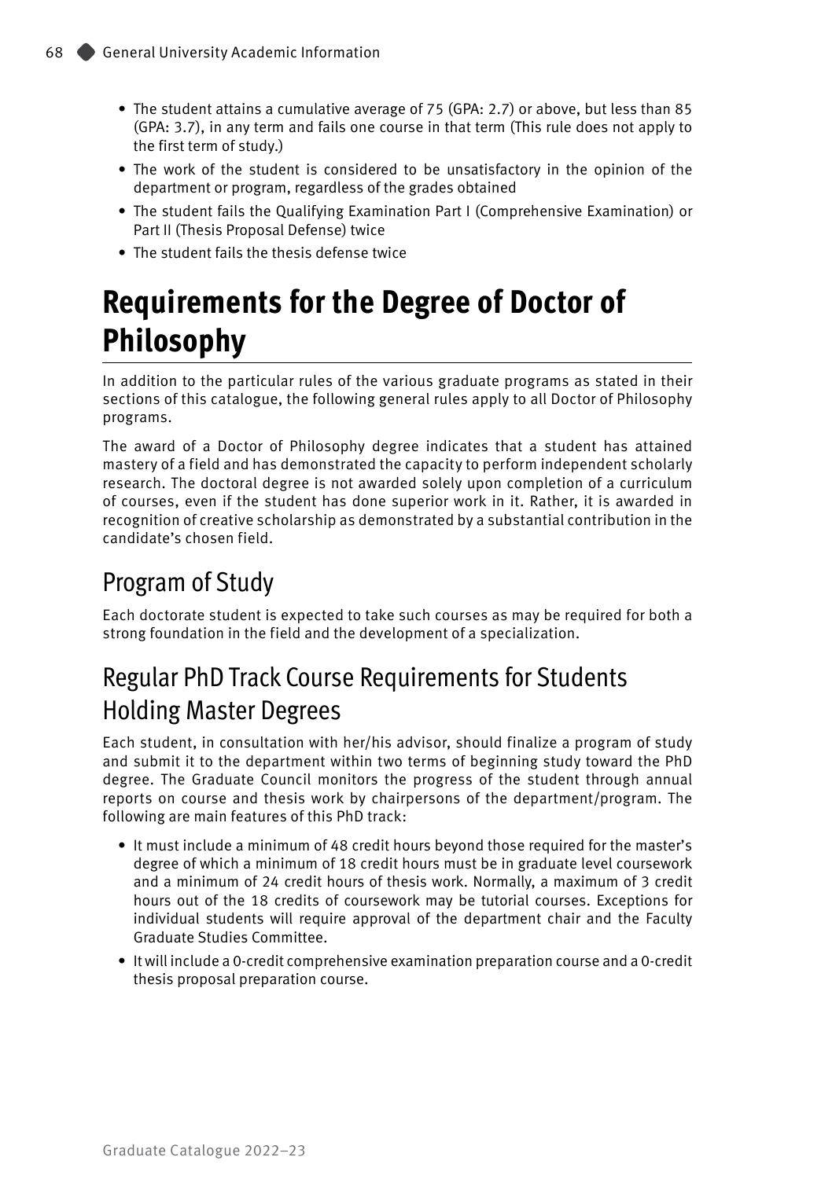- The student attains a cumulative average of 75 (GPA: 2.7) or above, but less than 85 (GPA: 3.7), in any term and fails one course in that term (This rule does not apply to the first term of study.)
- The work of the student is considered to be unsatisfactory in the opinion of the department or program, regardless of the grades obtained
- The student fails the Qualifying Examination Part I (Comprehensive Examination) or Part II (Thesis Proposal Defense) twice
- The student fails the thesis defense twice

# Requirements for the Degree of Doctor of Philosophy

In addition to the particular rules of the various graduate programs as stated in their sections of this catalogue, the following general rules apply to all Doctor of Philosophy programs.

The award of a Doctor of Philosophy degree indicates that a student has attained mastery of a field and has demonstrated the capacity to perform independent scholarly research. The doctoral degree is not awarded solely upon completion of a curriculum of courses, even if the student has done superior work in it. Rather, it is awarded in recognition of creative scholarship as demonstrated by a substantial contribution in the candidate's chosen field.

## Program of Study

Each doctorate student is expected to take such courses as may be required for both a strong foundation in the field and the development of a specialization.

## Regular PhD Track Course Requirements for Students Holding Master Degrees

Each student, in consultation with her/his advisor, should finalize a program of study and submit it to the department within two terms of beginning study toward the PhD degree. The Graduate Council monitors the progress of the student through annual reports on course and thesis work by chairpersons of the department/program. The following are main features of this PhD track:

- It must include a minimum of 48 credit hours beyond those required for the master's degree of which a minimum of 18 credit hours must be in graduate level coursework and a minimum of 24 credit hours of thesis work. Normally, a maximum of 3 credit hours out of the 18 credits of coursework may be tutorial courses. Exceptions for individual students will require approval of the department chair and the Faculty Graduate Studies Committee.
- It will include a 0-credit comprehensive examination preparation course and a 0-credit thesis proposal preparation course.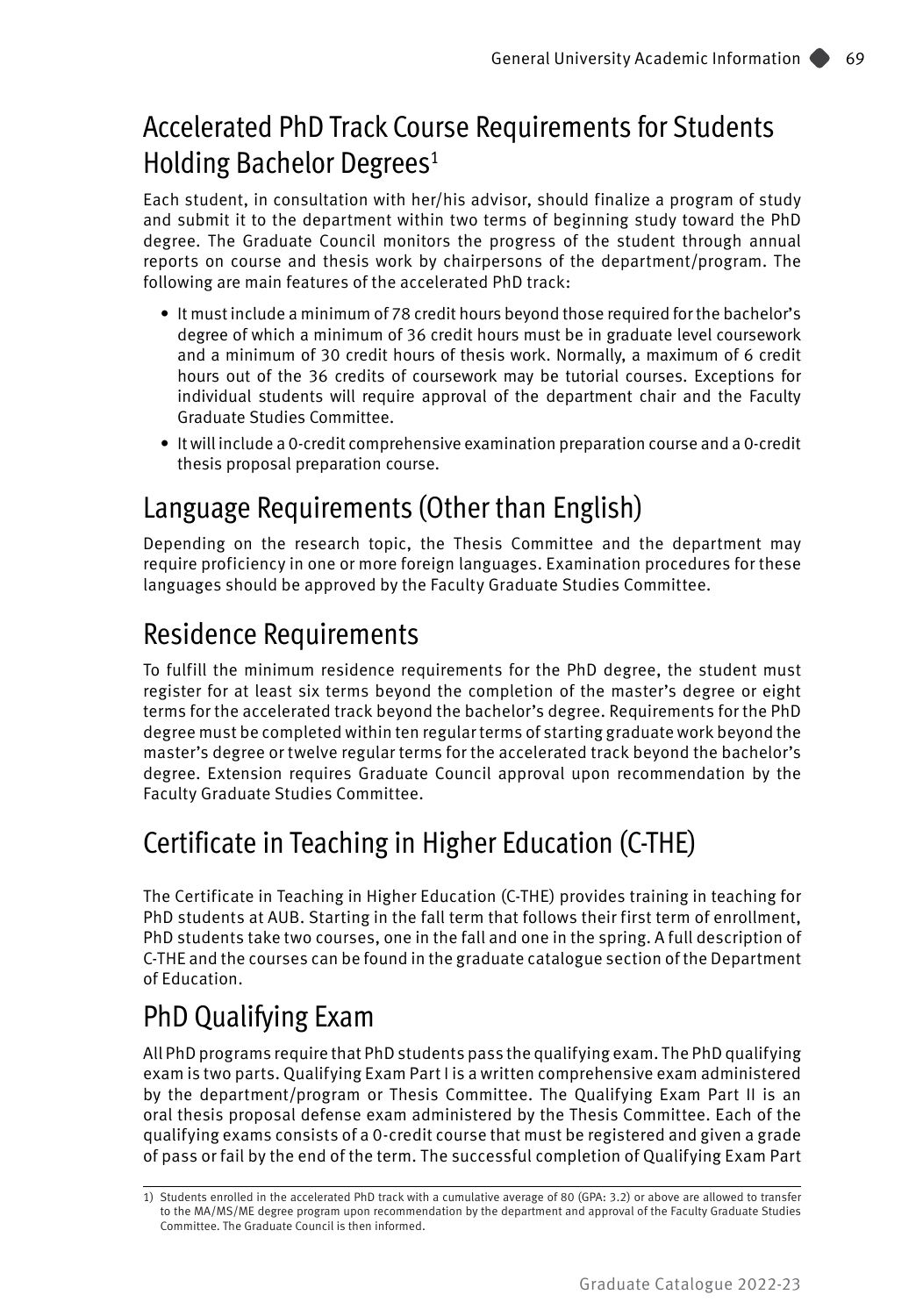## Accelerated PhD Track Course Requirements for Students Holding Bachelor Degrees[1]

Each student, in consultation with her/his advisor, should finalize a program of study and submit it to the department within two terms of beginning study toward the PhD degree. The Graduate Council monitors the progress of the student through annual reports on course and thesis work by chairpersons of the department/program. The following are main features of the accelerated PhD track:

- It must include a minimum of 78 credit hours beyond those required for the bachelor's degree of which a minimum of 36 credit hours must be in graduate level coursework and a minimum of 30 credit hours of thesis work. Normally, a maximum of 6 credit hours out of the 36 credits of coursework may be tutorial courses. Exceptions for individual students will require approval of the department chair and the Faculty Graduate Studies Committee.
- It will include a 0-credit comprehensive examination preparation course and a 0-credit thesis proposal preparation course.

## Language Requirements (Other than English)

Depending on the research topic, the Thesis Committee and the department may require proficiency in one or more foreign languages. Examination procedures for these languages should be approved by the Faculty Graduate Studies Committee.

## Residence Requirements

To fulfill the minimum residence requirements for the PhD degree, the student must register for at least six terms beyond the completion of the master's degree or eight terms for the accelerated track beyond the bachelor's degree. Requirements for the PhD degree must be completed within ten regular terms of starting graduate work beyond the master's degree or twelve regular terms for the accelerated track beyond the bachelor's degree. Extension requires Graduate Council approval upon recommendation by the Faculty Graduate Studies Committee.

## Certificate in Teaching in Higher Education (C-THE)

The Certificate in Teaching in Higher Education (C-THE) provides training in teaching for PhD students at AUB. Starting in the fall term that follows their first term of enrollment, PhD students take two courses, one in the fall and one in the spring. A full description of C-THE and the courses can be found in the graduate catalogue section of the Department of Education.

## PhD Qualifying Exam

All PhD programs require that PhD students pass the qualifying exam. The PhD qualifying exam is two parts. Qualifying Exam Part I is a written comprehensive exam administered by the department/program or Thesis Committee. The Qualifying Exam Part II is an oral thesis proposal defense exam administered by the Thesis Committee. Each of the qualifying exams consists of a 0-credit course that must be registered and given a grade of pass or fail by the end of the term. The successful completion of Qualifying Exam Part

---

1) Students enrolled in the accelerated PhD track with a cumulative average of 80 (GPA: 3.2) or above are allowed to transfer to the MA/MS/ME degree program upon recommendation by the department and approval of the Faculty Graduate Studies Committee. The Graduate Council is then informed.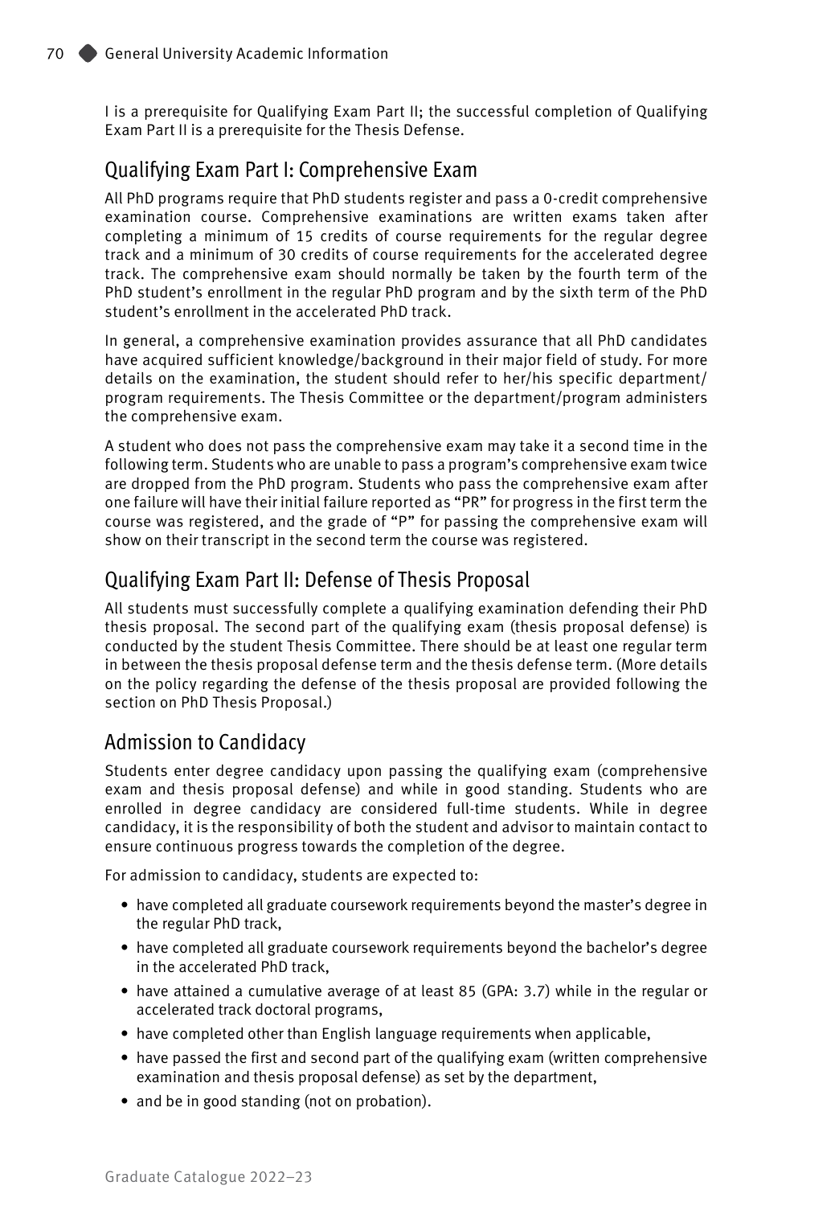I is a prerequisite for Qualifying Exam Part II; the successful completion of Qualifying Exam Part II is a prerequisite for the Thesis Defense.

## Qualifying Exam Part I: Comprehensive Exam

All PhD programs require that PhD students register and pass a 0-credit comprehensive examination course. Comprehensive examinations are written exams taken after completing a minimum of 15 credits of course requirements for the regular degree track and a minimum of 30 credits of course requirements for the accelerated degree track. The comprehensive exam should normally be taken by the fourth term of the PhD student's enrollment in the regular PhD program and by the sixth term of the PhD student's enrollment in the accelerated PhD track.

In general, a comprehensive examination provides assurance that all PhD candidates have acquired sufficient knowledge/background in their major field of study. For more details on the examination, the student should refer to her/his specific department/program requirements. The Thesis Committee or the department/program administers the comprehensive exam.

A student who does not pass the comprehensive exam may take it a second time in the following term. Students who are unable to pass a program's comprehensive exam twice are dropped from the PhD program. Students who pass the comprehensive exam after one failure will have their initial failure reported as "PR" for progress in the first term the course was registered, and the grade of "P" for passing the comprehensive exam will show on their transcript in the second term the course was registered.

## Qualifying Exam Part II: Defense of Thesis Proposal

All students must successfully complete a qualifying examination defending their PhD thesis proposal. The second part of the qualifying exam (thesis proposal defense) is conducted by the student Thesis Committee. There should be at least one regular term in between the thesis proposal defense term and the thesis defense term. (More details on the policy regarding the defense of the thesis proposal are provided following the section on PhD Thesis Proposal.)

## Admission to Candidacy

Students enter degree candidacy upon passing the qualifying exam (comprehensive exam and thesis proposal defense) and while in good standing. Students who are enrolled in degree candidacy are considered full-time students. While in degree candidacy, it is the responsibility of both the student and advisor to maintain contact to ensure continuous progress towards the completion of the degree.

For admission to candidacy, students are expected to:

- have completed all graduate coursework requirements beyond the master's degree in the regular PhD track,
- have completed all graduate coursework requirements beyond the bachelor's degree in the accelerated PhD track,
- have attained a cumulative average of at least 85 (GPA: 3.7) while in the regular or accelerated track doctoral programs,
- have completed other than English language requirements when applicable,
- have passed the first and second part of the qualifying exam (written comprehensive examination and thesis proposal defense) as set by the department,
- and be in good standing (not on probation).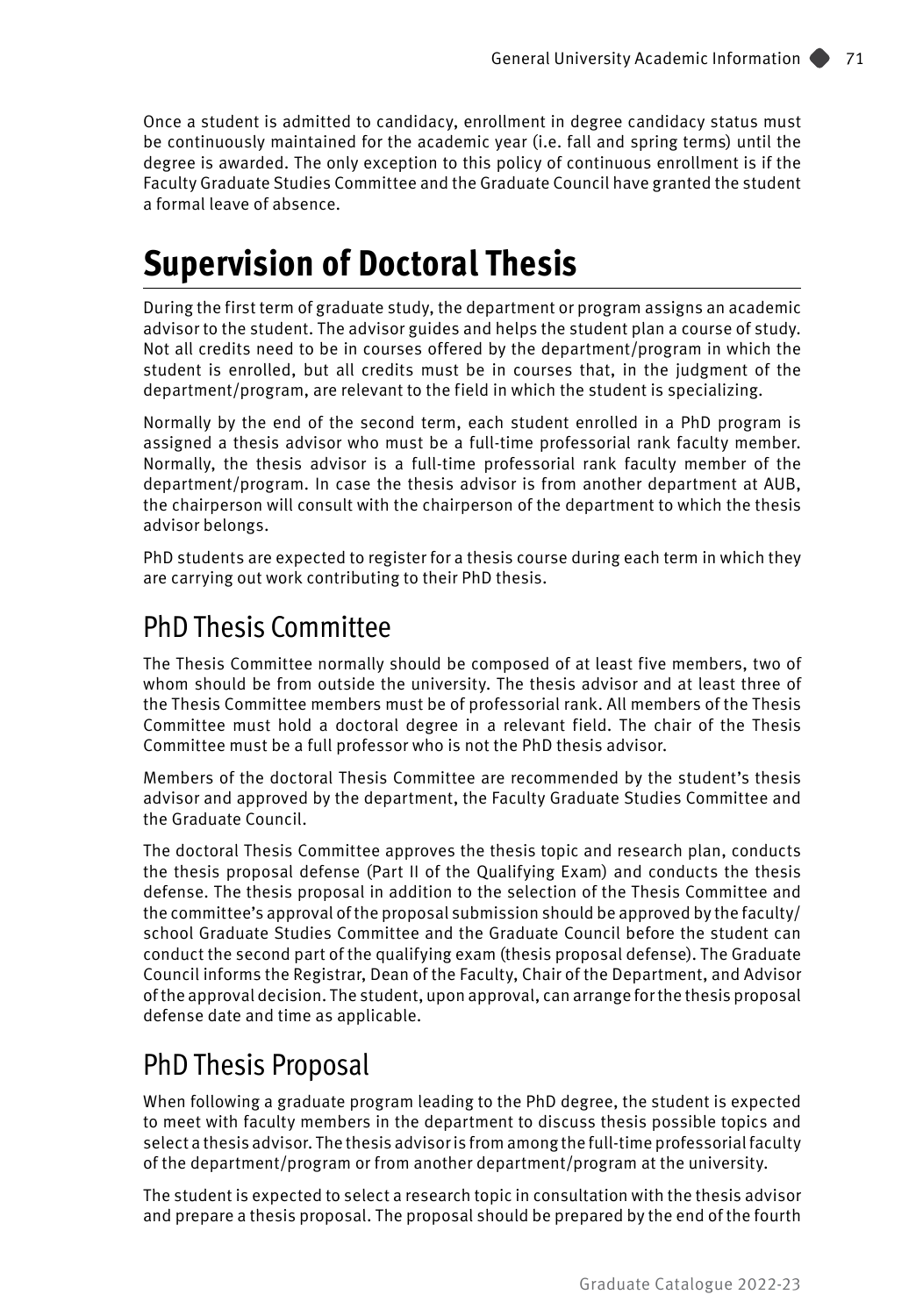Once a student is admitted to candidacy, enrollment in degree candidacy status must be continuously maintained for the academic year (i.e. fall and spring terms) until the degree is awarded. The only exception to this policy of continuous enrollment is if the Faculty Graduate Studies Committee and the Graduate Council have granted the student a formal leave of absence.

# Supervision of Doctoral Thesis

During the first term of graduate study, the department or program assigns an academic advisor to the student. The advisor guides and helps the student plan a course of study. Not all credits need to be in courses offered by the department/program in which the student is enrolled, but all credits must be in courses that, in the judgment of the department/program, are relevant to the field in which the student is specializing.

Normally by the end of the second term, each student enrolled in a PhD program is assigned a thesis advisor who must be a full-time professorial rank faculty member. Normally, the thesis advisor is a full-time professorial rank faculty member of the department/program. In case the thesis advisor is from another department at AUB, the chairperson will consult with the chairperson of the department to which the thesis advisor belongs.

PhD students are expected to register for a thesis course during each term in which they are carrying out work contributing to their PhD thesis.

## PhD Thesis Committee

The Thesis Committee normally should be composed of at least five members, two of whom should be from outside the university. The thesis advisor and at least three of the Thesis Committee members must be of professorial rank. All members of the Thesis Committee must hold a doctoral degree in a relevant field. The chair of the Thesis Committee must be a full professor who is not the PhD thesis advisor.

Members of the doctoral Thesis Committee are recommended by the student's thesis advisor and approved by the department, the Faculty Graduate Studies Committee and the Graduate Council.

The doctoral Thesis Committee approves the thesis topic and research plan, conducts the thesis proposal defense (Part II of the Qualifying Exam) and conducts the thesis defense. The thesis proposal in addition to the selection of the Thesis Committee and the committee's approval of the proposal submission should be approved by the faculty/school Graduate Studies Committee and the Graduate Council before the student can conduct the second part of the qualifying exam (thesis proposal defense). The Graduate Council informs the Registrar, Dean of the Faculty, Chair of the Department, and Advisor of the approval decision. The student, upon approval, can arrange for the thesis proposal defense date and time as applicable.

## PhD Thesis Proposal

When following a graduate program leading to the PhD degree, the student is expected to meet with faculty members in the department to discuss thesis possible topics and select a thesis advisor. The thesis advisor is from among the full-time professorial faculty of the department/program or from another department/program at the university.

The student is expected to select a research topic in consultation with the thesis advisor and prepare a thesis proposal. The proposal should be prepared by the end of the fourth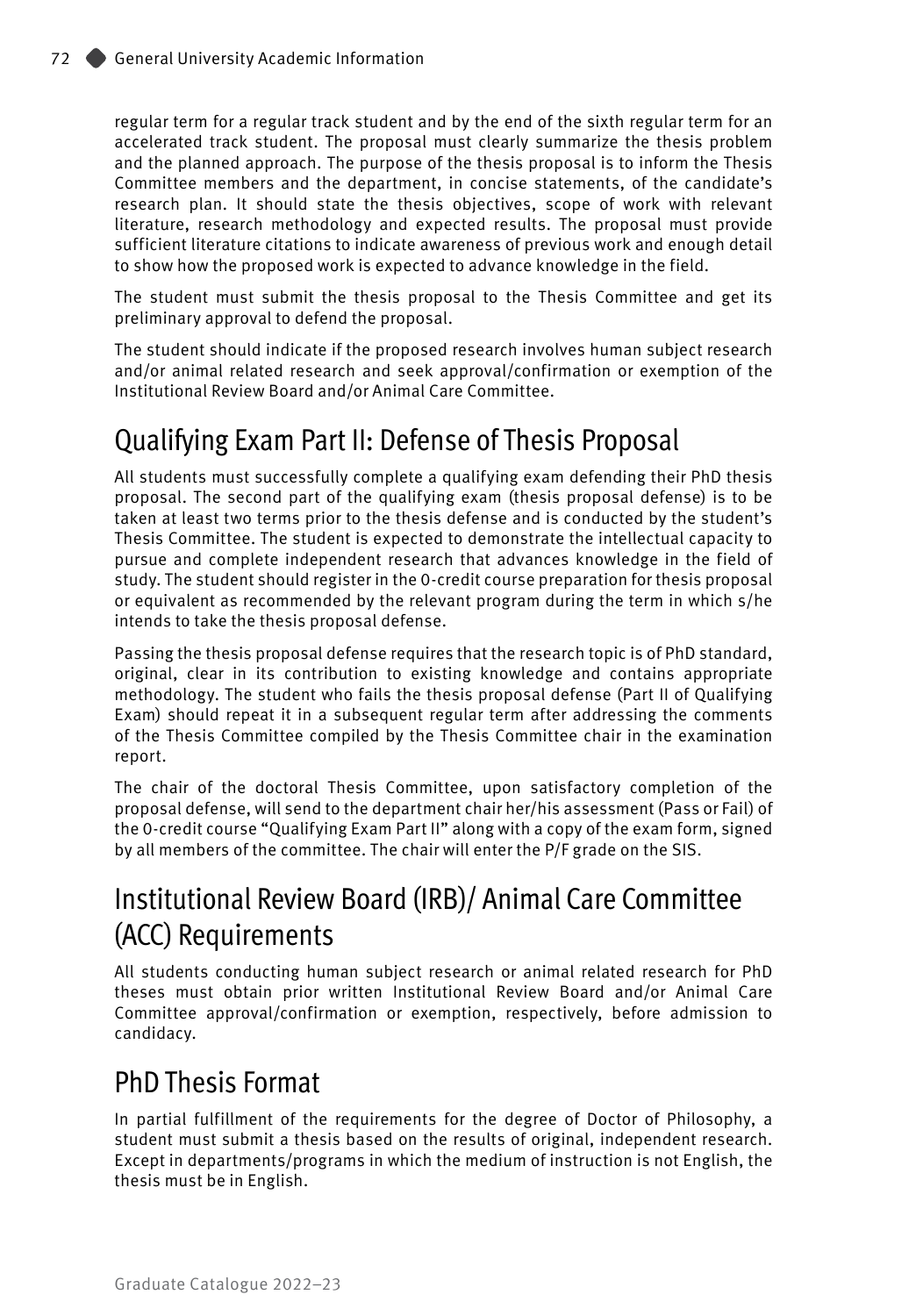regular term for a regular track student and by the end of the sixth regular term for an accelerated track student. The proposal must clearly summarize the thesis problem and the planned approach. The purpose of the thesis proposal is to inform the Thesis Committee members and the department, in concise statements, of the candidate's research plan. It should state the thesis objectives, scope of work with relevant literature, research methodology and expected results. The proposal must provide sufficient literature citations to indicate awareness of previous work and enough detail to show how the proposed work is expected to advance knowledge in the field.

The student must submit the thesis proposal to the Thesis Committee and get its preliminary approval to defend the proposal.

The student should indicate if the proposed research involves human subject research and/or animal related research and seek approval/confirmation or exemption of the Institutional Review Board and/or Animal Care Committee.

## Qualifying Exam Part II: Defense of Thesis Proposal

All students must successfully complete a qualifying exam defending their PhD thesis proposal. The second part of the qualifying exam (thesis proposal defense) is to be taken at least two terms prior to the thesis defense and is conducted by the student's Thesis Committee. The student is expected to demonstrate the intellectual capacity to pursue and complete independent research that advances knowledge in the field of study. The student should register in the 0-credit course preparation for thesis proposal or equivalent as recommended by the relevant program during the term in which s/he intends to take the thesis proposal defense.

Passing the thesis proposal defense requires that the research topic is of PhD standard, original, clear in its contribution to existing knowledge and contains appropriate methodology. The student who fails the thesis proposal defense (Part II of Qualifying Exam) should repeat it in a subsequent regular term after addressing the comments of the Thesis Committee compiled by the Thesis Committee chair in the examination report.

The chair of the doctoral Thesis Committee, upon satisfactory completion of the proposal defense, will send to the department chair her/his assessment (Pass or Fail) of the 0-credit course "Qualifying Exam Part II" along with a copy of the exam form, signed by all members of the committee. The chair will enter the P/F grade on the SIS.

## Institutional Review Board (IRB)/ Animal Care Committee (ACC) Requirements

All students conducting human subject research or animal related research for PhD theses must obtain prior written Institutional Review Board and/or Animal Care Committee approval/confirmation or exemption, respectively, before admission to candidacy.

## PhD Thesis Format

In partial fulfillment of the requirements for the degree of Doctor of Philosophy, a student must submit a thesis based on the results of original, independent research. Except in departments/programs in which the medium of instruction is not English, the thesis must be in English.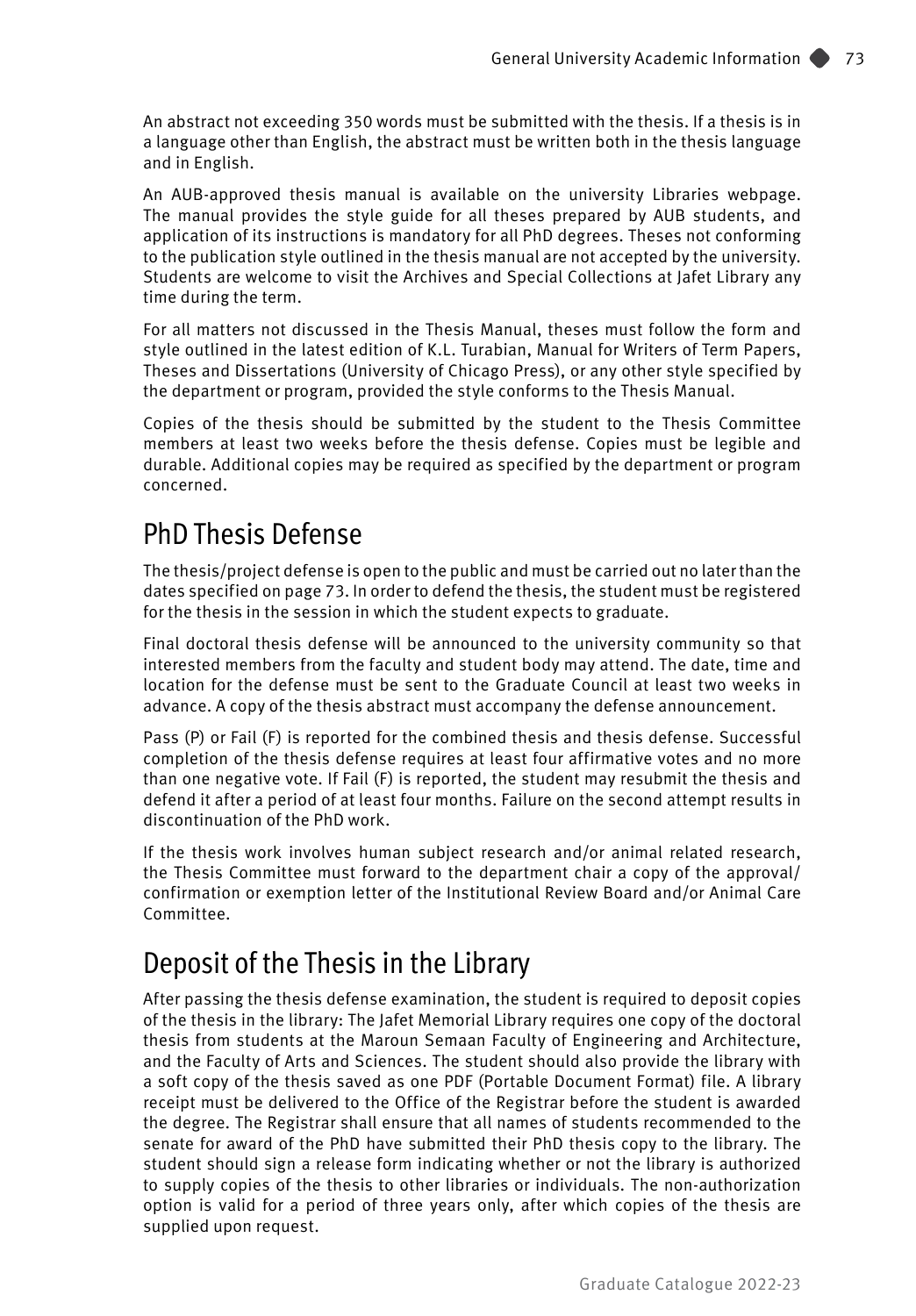An abstract not exceeding 350 words must be submitted with the thesis. If a thesis is in a language other than English, the abstract must be written both in the thesis language and in English.

An AUB-approved thesis manual is available on the university Libraries webpage. The manual provides the style guide for all theses prepared by AUB students, and application of its instructions is mandatory for all PhD degrees. Theses not conforming to the publication style outlined in the thesis manual are not accepted by the university. Students are welcome to visit the Archives and Special Collections at Jafet Library any time during the term.

For all matters not discussed in the Thesis Manual, theses must follow the form and style outlined in the latest edition of K.L. Turabian, Manual for Writers of Term Papers, Theses and Dissertations (University of Chicago Press), or any other style specified by the department or program, provided the style conforms to the Thesis Manual.

Copies of the thesis should be submitted by the student to the Thesis Committee members at least two weeks before the thesis defense. Copies must be legible and durable. Additional copies may be required as specified by the department or program concerned.

## PhD Thesis Defense

The thesis/project defense is open to the public and must be carried out no later than the dates specified on page 73. In order to defend the thesis, the student must be registered for the thesis in the session in which the student expects to graduate.

Final doctoral thesis defense will be announced to the university community so that interested members from the faculty and student body may attend. The date, time and location for the defense must be sent to the Graduate Council at least two weeks in advance. A copy of the thesis abstract must accompany the defense announcement.

Pass (P) or Fail (F) is reported for the combined thesis and thesis defense. Successful completion of the thesis defense requires at least four affirmative votes and no more than one negative vote. If Fail (F) is reported, the student may resubmit the thesis and defend it after a period of at least four months. Failure on the second attempt results in discontinuation of the PhD work.

If the thesis work involves human subject research and/or animal related research, the Thesis Committee must forward to the department chair a copy of the approval/confirmation or exemption letter of the Institutional Review Board and/or Animal Care Committee.

## Deposit of the Thesis in the Library

After passing the thesis defense examination, the student is required to deposit copies of the thesis in the library: The Jafet Memorial Library requires one copy of the doctoral thesis from students at the Maroun Semaan Faculty of Engineering and Architecture, and the Faculty of Arts and Sciences. The student should also provide the library with a soft copy of the thesis saved as one PDF (Portable Document Format) file. A library receipt must be delivered to the Office of the Registrar before the student is awarded the degree. The Registrar shall ensure that all names of students recommended to the senate for award of the PhD have submitted their PhD thesis copy to the library. The student should sign a release form indicating whether or not the library is authorized to supply copies of the thesis to other libraries or individuals. The non-authorization option is valid for a period of three years only, after which copies of the thesis are supplied upon request.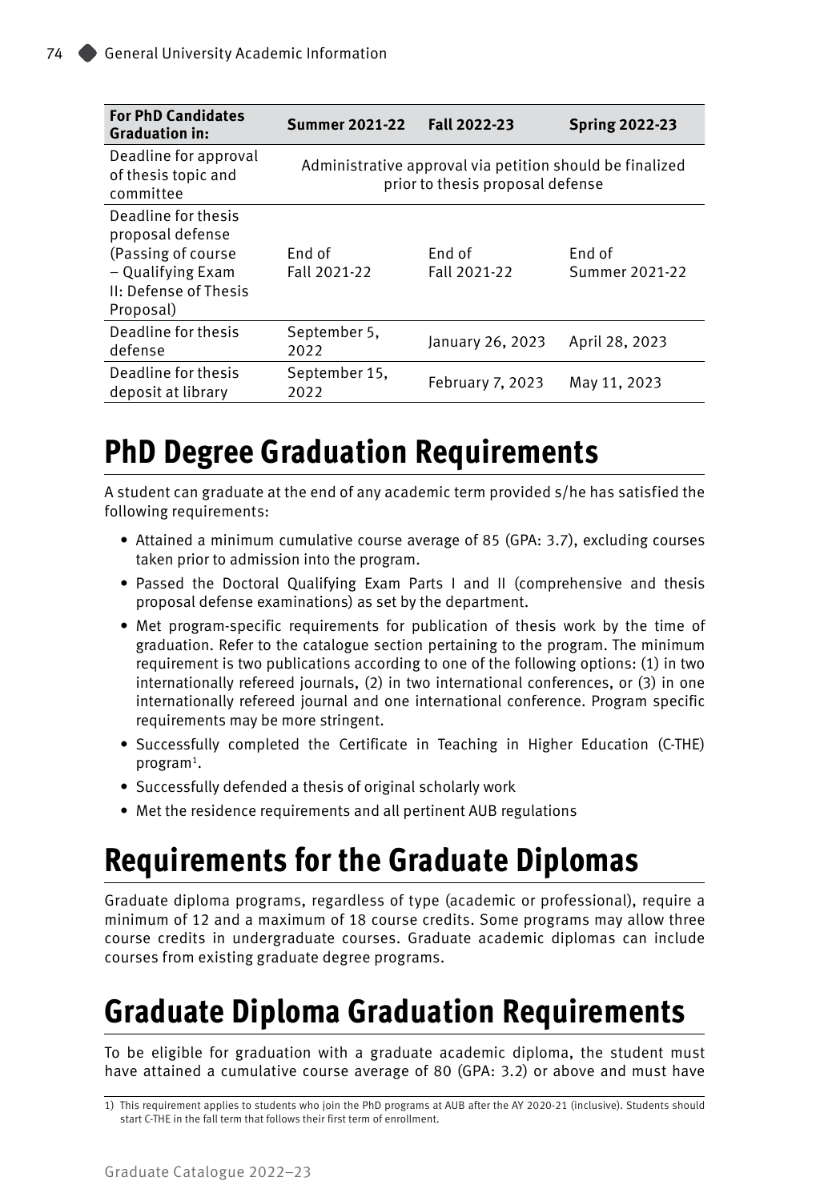| For PhD Candidates Graduation in: | Summer 2021-22 | Fall 2022-23 | Spring 2022-23 |
|---|---|---|---|
| Deadline for approval of thesis topic and committee | Administrative approval via petition should be finalized prior to thesis proposal defense | | |
| Deadline for thesis proposal defense (Passing of course – Qualifying Exam II: Defense of Thesis Proposal) | End of Fall 2021-22 | End of Fall 2021-22 | End of Summer 2021-22 |
| Deadline for thesis defense | September 5, 2022 | January 26, 2023 | April 28, 2023 |
| Deadline for thesis deposit at library | September 15, 2022 | February 7, 2023 | May 11, 2023 |

# PhD Degree Graduation Requirements

A student can graduate at the end of any academic term provided s/he has satisfied the following requirements:

- Attained a minimum cumulative course average of 85 (GPA: 3.7), excluding courses taken prior to admission into the program.
- Passed the Doctoral Qualifying Exam Parts I and II (comprehensive and thesis proposal defense examinations) as set by the department.
- Met program-specific requirements for publication of thesis work by the time of graduation. Refer to the catalogue section pertaining to the program. The minimum requirement is two publications according to one of the following options: (1) in two internationally refereed journals, (2) in two international conferences, or (3) in one internationally refereed journal and one international conference. Program specific requirements may be more stringent.
- Successfully completed the Certificate in Teaching in Higher Education (C-THE) program[1].
- Successfully defended a thesis of original scholarly work
- Met the residence requirements and all pertinent AUB regulations

# Requirements for the Graduate Diplomas

Graduate diploma programs, regardless of type (academic or professional), require a minimum of 12 and a maximum of 18 course credits. Some programs may allow three course credits in undergraduate courses. Graduate academic diplomas can include courses from existing graduate degree programs.

# Graduate Diploma Graduation Requirements

To be eligible for graduation with a graduate academic diploma, the student must have attained a cumulative course average of 80 (GPA: 3.2) or above and must have

1) This requirement applies to students who join the PhD programs at AUB after the AY 2020-21 (inclusive). Students should start C-THE in the fall term that follows their first term of enrollment.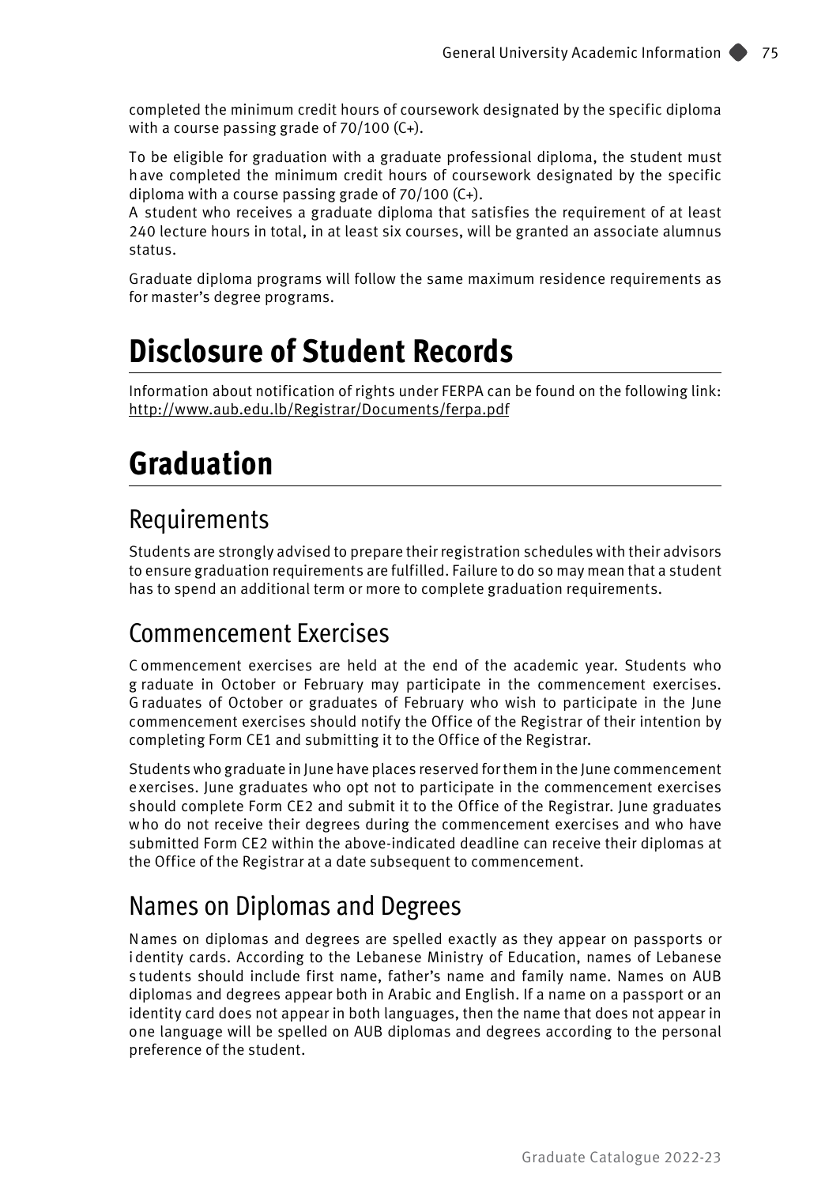completed the minimum credit hours of coursework designated by the specific diploma with a course passing grade of 70/100 (C+).

To be eligible for graduation with a graduate professional diploma, the student must have completed the minimum credit hours of coursework designated by the specific diploma with a course passing grade of 70/100 (C+).

A student who receives a graduate diploma that satisfies the requirement of at least 240 lecture hours in total, in at least six courses, will be granted an associate alumnus status.

Graduate diploma programs will follow the same maximum residence requirements as for master's degree programs.

# Disclosure of Student Records

Information about notification of rights under FERPA can be found on the following link: http://www.aub.edu.lb/Registrar/Documents/ferpa.pdf

# Graduation

## Requirements

Students are strongly advised to prepare their registration schedules with their advisors to ensure graduation requirements are fulfilled. Failure to do so may mean that a student has to spend an additional term or more to complete graduation requirements.

## Commencement Exercises

Commencement exercises are held at the end of the academic year. Students who graduate in October or February may participate in the commencement exercises. Graduates of October or graduates of February who wish to participate in the June commencement exercises should notify the Office of the Registrar of their intention by completing Form CE1 and submitting it to the Office of the Registrar.

Students who graduate in June have places reserved for them in the June commencement exercises. June graduates who opt not to participate in the commencement exercises should complete Form CE2 and submit it to the Office of the Registrar. June graduates who do not receive their degrees during the commencement exercises and who have submitted Form CE2 within the above-indicated deadline can receive their diplomas at the Office of the Registrar at a date subsequent to commencement.

## Names on Diplomas and Degrees

Names on diplomas and degrees are spelled exactly as they appear on passports or identity cards. According to the Lebanese Ministry of Education, names of Lebanese students should include first name, father's name and family name. Names on AUB diplomas and degrees appear both in Arabic and English. If a name on a passport or an identity card does not appear in both languages, then the name that does not appear in one language will be spelled on AUB diplomas and degrees according to the personal preference of the student.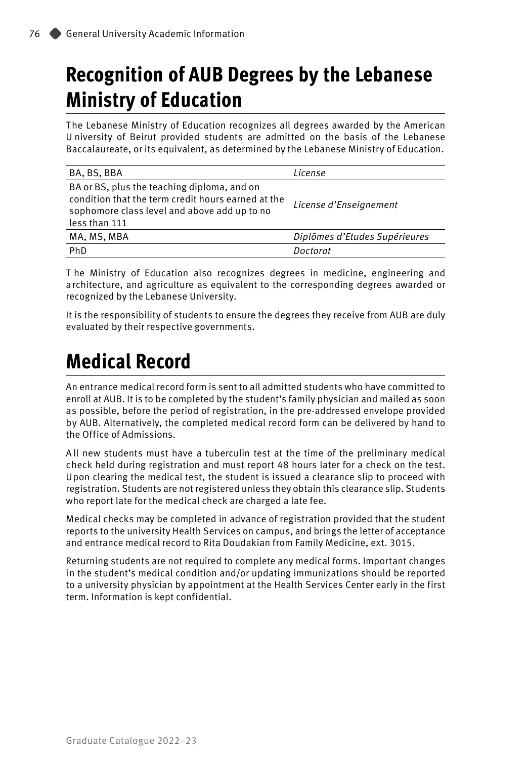# Recognition of AUB Degrees by the Lebanese Ministry of Education

The Lebanese Ministry of Education recognizes all degrees awarded by the American University of Beirut provided students are admitted on the basis of the Lebanese Baccalaureate, or its equivalent, as determined by the Lebanese Ministry of Education.

| | |
|---|---|
| BA, BS, BBA | *License* |
| BA or BS, plus the teaching diploma, and on condition that the term credit hours earned at the sophomore class level and above add up to no less than 111 | *License d'Enseignement* |
| MA, MS, MBA | *Diplômes d'Etudes Supérieures* |
| PhD | *Doctorat* |

The Ministry of Education also recognizes degrees in medicine, engineering and architecture, and agriculture as equivalent to the corresponding degrees awarded or recognized by the Lebanese University.

It is the responsibility of students to ensure the degrees they receive from AUB are duly evaluated by their respective governments.

# Medical Record

An entrance medical record form is sent to all admitted students who have committed to enroll at AUB. It is to be completed by the student's family physician and mailed as soon as possible, before the period of registration, in the pre-addressed envelope provided by AUB. Alternatively, the completed medical record form can be delivered by hand to the Office of Admissions.

All new students must have a tuberculin test at the time of the preliminary medical check held during registration and must report 48 hours later for a check on the test. Upon clearing the medical test, the student is issued a clearance slip to proceed with registration. Students are not registered unless they obtain this clearance slip. Students who report late for the medical check are charged a late fee.

Medical checks may be completed in advance of registration provided that the student reports to the university Health Services on campus, and brings the letter of acceptance and entrance medical record to Rita Doudakian from Family Medicine, ext. 3015.

Returning students are not required to complete any medical forms. Important changes in the student's medical condition and/or updating immunizations should be reported to a university physician by appointment at the Health Services Center early in the first term. Information is kept confidential.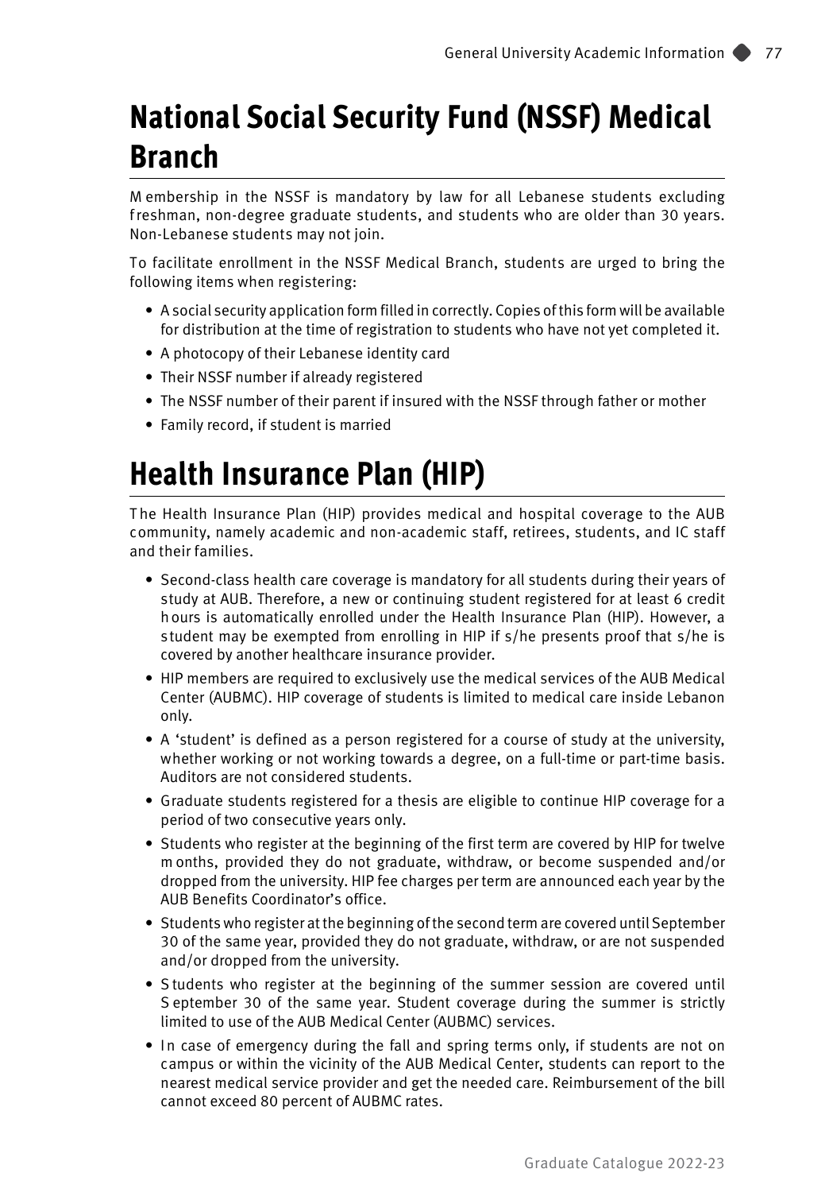# National Social Security Fund (NSSF) Medical Branch

Membership in the NSSF is mandatory by law for all Lebanese students excluding freshman, non-degree graduate students, and students who are older than 30 years. Non-Lebanese students may not join.

To facilitate enrollment in the NSSF Medical Branch, students are urged to bring the following items when registering:

- A social security application form filled in correctly. Copies of this form will be available for distribution at the time of registration to students who have not yet completed it.
- A photocopy of their Lebanese identity card
- Their NSSF number if already registered
- The NSSF number of their parent if insured with the NSSF through father or mother
- Family record, if student is married

# Health Insurance Plan (HIP)

The Health Insurance Plan (HIP) provides medical and hospital coverage to the AUB community, namely academic and non-academic staff, retirees, students, and IC staff and their families.

- Second-class health care coverage is mandatory for all students during their years of study at AUB. Therefore, a new or continuing student registered for at least 6 credit hours is automatically enrolled under the Health Insurance Plan (HIP). However, a student may be exempted from enrolling in HIP if s/he presents proof that s/he is covered by another healthcare insurance provider.
- HIP members are required to exclusively use the medical services of the AUB Medical Center (AUBMC). HIP coverage of students is limited to medical care inside Lebanon only.
- A 'student' is defined as a person registered for a course of study at the university, whether working or not working towards a degree, on a full-time or part-time basis. Auditors are not considered students.
- Graduate students registered for a thesis are eligible to continue HIP coverage for a period of two consecutive years only.
- Students who register at the beginning of the first term are covered by HIP for twelve months, provided they do not graduate, withdraw, or become suspended and/or dropped from the university. HIP fee charges per term are announced each year by the AUB Benefits Coordinator's office.
- Students who register at the beginning of the second term are covered until September 30 of the same year, provided they do not graduate, withdraw, or are not suspended and/or dropped from the university.
- Students who register at the beginning of the summer session are covered until September 30 of the same year. Student coverage during the summer is strictly limited to use of the AUB Medical Center (AUBMC) services.
- In case of emergency during the fall and spring terms only, if students are not on campus or within the vicinity of the AUB Medical Center, students can report to the nearest medical service provider and get the needed care. Reimbursement of the bill cannot exceed 80 percent of AUBMC rates.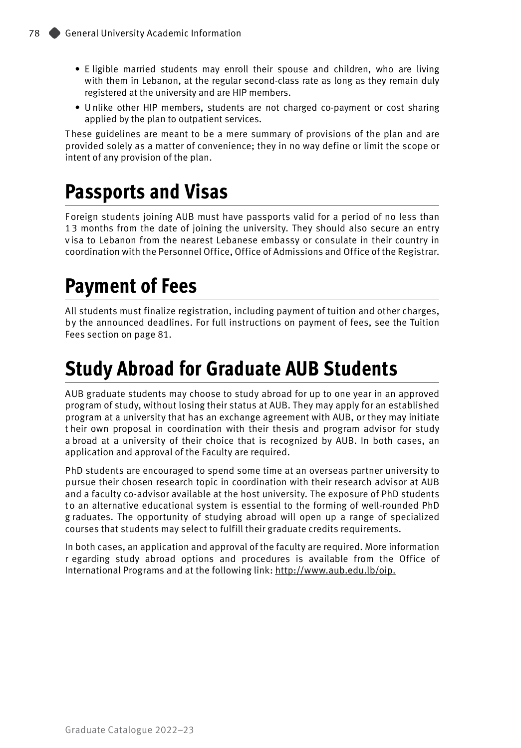- Eligible married students may enroll their spouse and children, who are living with them in Lebanon, at the regular second-class rate as long as they remain duly registered at the university and are HIP members.
- Unlike other HIP members, students are not charged co-payment or cost sharing applied by the plan to outpatient services.

These guidelines are meant to be a mere summary of provisions of the plan and are provided solely as a matter of convenience; they in no way define or limit the scope or intent of any provision of the plan.

# Passports and Visas

Foreign students joining AUB must have passports valid for a period of no less than 13 months from the date of joining the university. They should also secure an entry visa to Lebanon from the nearest Lebanese embassy or consulate in their country in coordination with the Personnel Office, Office of Admissions and Office of the Registrar.

# Payment of Fees

All students must finalize registration, including payment of tuition and other charges, by the announced deadlines. For full instructions on payment of fees, see the Tuition Fees section on page 81.

# Study Abroad for Graduate AUB Students

AUB graduate students may choose to study abroad for up to one year in an approved program of study, without losing their status at AUB. They may apply for an established program at a university that has an exchange agreement with AUB, or they may initiate their own proposal in coordination with their thesis and program advisor for study abroad at a university of their choice that is recognized by AUB. In both cases, an application and approval of the Faculty are required.

PhD students are encouraged to spend some time at an overseas partner university to pursue their chosen research topic in coordination with their research advisor at AUB and a faculty co-advisor available at the host university. The exposure of PhD students to an alternative educational system is essential to the forming of well-rounded PhD graduates. The opportunity of studying abroad will open up a range of specialized courses that students may select to fulfill their graduate credits requirements.

In both cases, an application and approval of the faculty are required. More information regarding study abroad options and procedures is available from the Office of International Programs and at the following link: http://www.aub.edu.lb/oip.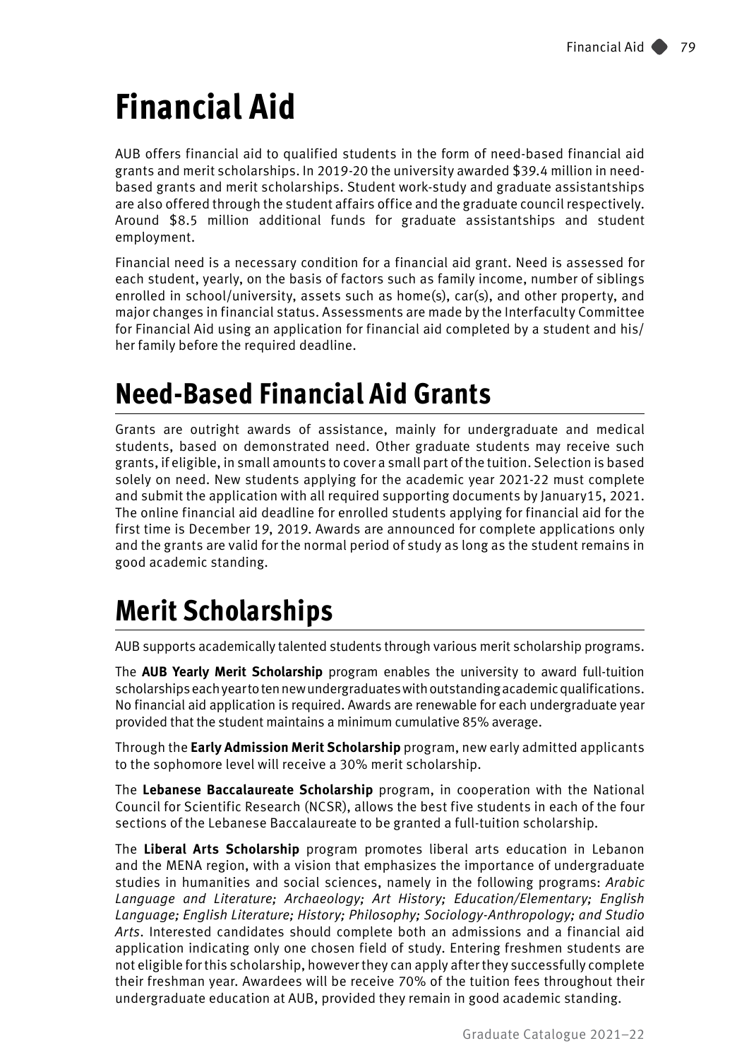# Financial Aid

AUB offers financial aid to qualified students in the form of need-based financial aid grants and merit scholarships. In 2019-20 the university awarded $39.4 million in need-based grants and merit scholarships. Student work-study and graduate assistantships are also offered through the student affairs office and the graduate council respectively. Around $8.5 million additional funds for graduate assistantships and student employment.

Financial need is a necessary condition for a financial aid grant. Need is assessed for each student, yearly, on the basis of factors such as family income, number of siblings enrolled in school/university, assets such as home(s), car(s), and other property, and major changes in financial status. Assessments are made by the Interfaculty Committee for Financial Aid using an application for financial aid completed by a student and his/her family before the required deadline.

## Need-Based Financial Aid Grants

Grants are outright awards of assistance, mainly for undergraduate and medical students, based on demonstrated need. Other graduate students may receive such grants, if eligible, in small amounts to cover a small part of the tuition. Selection is based solely on need. New students applying for the academic year 2021-22 must complete and submit the application with all required supporting documents by January15, 2021. The online financial aid deadline for enrolled students applying for financial aid for the first time is December 19, 2019. Awards are announced for complete applications only and the grants are valid for the normal period of study as long as the student remains in good academic standing.

## Merit Scholarships

AUB supports academically talented students through various merit scholarship programs.

The **AUB Yearly Merit Scholarship** program enables the university to award full-tuition scholarships each year to ten new undergraduates with outstanding academic qualifications. No financial aid application is required. Awards are renewable for each undergraduate year provided that the student maintains a minimum cumulative 85% average.

Through the **Early Admission Merit Scholarship** program, new early admitted applicants to the sophomore level will receive a 30% merit scholarship.

The **Lebanese Baccalaureate Scholarship** program, in cooperation with the National Council for Scientific Research (NCSR), allows the best five students in each of the four sections of the Lebanese Baccalaureate to be granted a full-tuition scholarship.

The **Liberal Arts Scholarship** program promotes liberal arts education in Lebanon and the MENA region, with a vision that emphasizes the importance of undergraduate studies in humanities and social sciences, namely in the following programs: *Arabic Language and Literature; Archaeology; Art History; Education/Elementary; English Language; English Literature; History; Philosophy; Sociology-Anthropology; and Studio Arts*. Interested candidates should complete both an admissions and a financial aid application indicating only one chosen field of study. Entering freshmen students are not eligible for this scholarship, however they can apply after they successfully complete their freshman year. Awardees will be receive 70% of the tuition fees throughout their undergraduate education at AUB, provided they remain in good academic standing.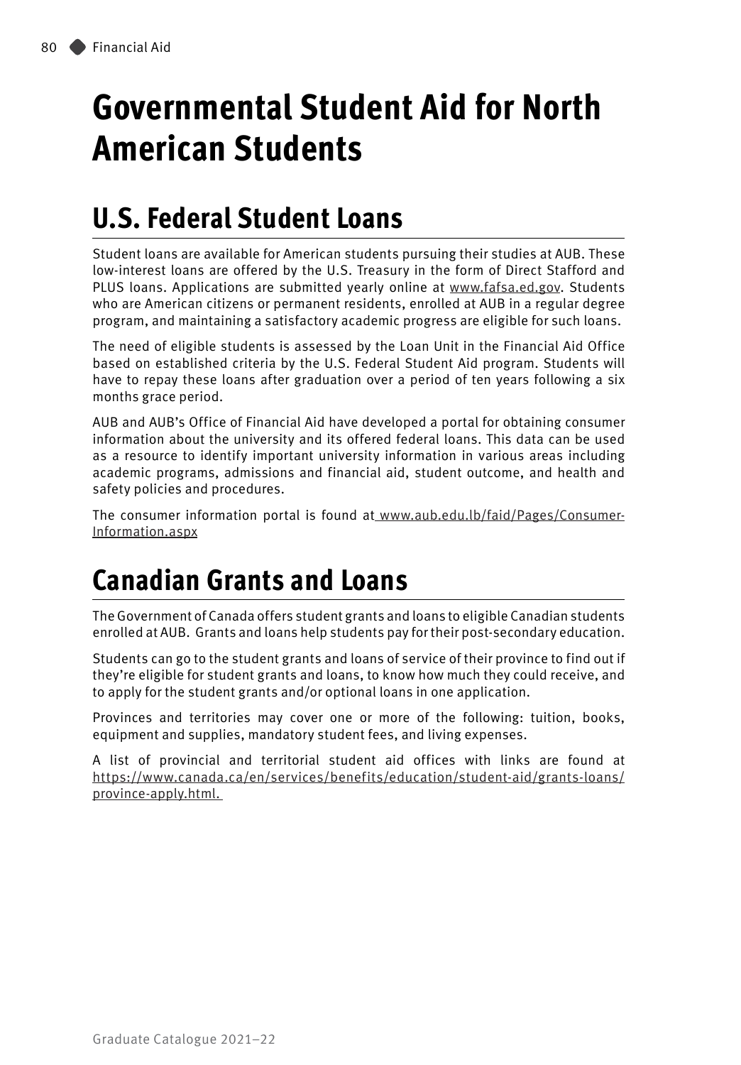# Governmental Student Aid for North American Students

## U.S. Federal Student Loans

Student loans are available for American students pursuing their studies at AUB. These low-interest loans are offered by the U.S. Treasury in the form of Direct Stafford and PLUS loans. Applications are submitted yearly online at www.fafsa.ed.gov. Students who are American citizens or permanent residents, enrolled at AUB in a regular degree program, and maintaining a satisfactory academic progress are eligible for such loans.

The need of eligible students is assessed by the Loan Unit in the Financial Aid Office based on established criteria by the U.S. Federal Student Aid program. Students will have to repay these loans after graduation over a period of ten years following a six months grace period.

AUB and AUB's Office of Financial Aid have developed a portal for obtaining consumer information about the university and its offered federal loans. This data can be used as a resource to identify important university information in various areas including academic programs, admissions and financial aid, student outcome, and health and safety policies and procedures.

The consumer information portal is found at www.aub.edu.lb/faid/Pages/Consumer-Information.aspx

## Canadian Grants and Loans

The Government of Canada offers student grants and loans to eligible Canadian students enrolled at AUB. Grants and loans help students pay for their post-secondary education.

Students can go to the student grants and loans of service of their province to find out if they're eligible for student grants and loans, to know how much they could receive, and to apply for the student grants and/or optional loans in one application.

Provinces and territories may cover one or more of the following: tuition, books, equipment and supplies, mandatory student fees, and living expenses.

A list of provincial and territorial student aid offices with links are found at https://www.canada.ca/en/services/benefits/education/student-aid/grants-loans/province-apply.html.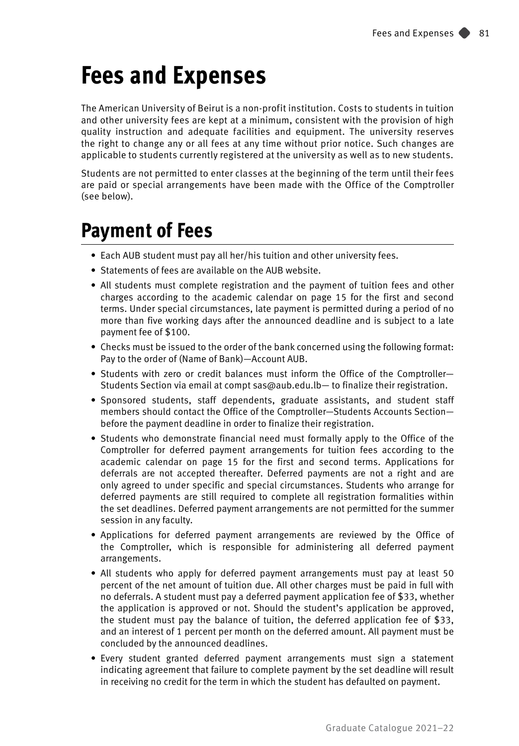# Fees and Expenses

The American University of Beirut is a non-profit institution. Costs to students in tuition and other university fees are kept at a minimum, consistent with the provision of high quality instruction and adequate facilities and equipment. The university reserves the right to change any or all fees at any time without prior notice. Such changes are applicable to students currently registered at the university as well as to new students.

Students are not permitted to enter classes at the beginning of the term until their fees are paid or special arrangements have been made with the Office of the Comptroller (see below).

## Payment of Fees

- Each AUB student must pay all her/his tuition and other university fees.
- Statements of fees are available on the AUB website.
- All students must complete registration and the payment of tuition fees and other charges according to the academic calendar on page 15 for the first and second terms. Under special circumstances, late payment is permitted during a period of no more than five working days after the announced deadline and is subject to a late payment fee of $100.
- Checks must be issued to the order of the bank concerned using the following format: Pay to the order of (Name of Bank)—Account AUB.
- Students with zero or credit balances must inform the Office of the Comptroller—Students Section via email at compt sas@aub.edu.lb— to finalize their registration.
- Sponsored students, staff dependents, graduate assistants, and student staff members should contact the Office of the Comptroller—Students Accounts Section—before the payment deadline in order to finalize their registration.
- Students who demonstrate financial need must formally apply to the Office of the Comptroller for deferred payment arrangements for tuition fees according to the academic calendar on page 15 for the first and second terms. Applications for deferrals are not accepted thereafter. Deferred payments are not a right and are only agreed to under specific and special circumstances. Students who arrange for deferred payments are still required to complete all registration formalities within the set deadlines. Deferred payment arrangements are not permitted for the summer session in any faculty.
- Applications for deferred payment arrangements are reviewed by the Office of the Comptroller, which is responsible for administering all deferred payment arrangements.
- All students who apply for deferred payment arrangements must pay at least 50 percent of the net amount of tuition due. All other charges must be paid in full with no deferrals. A student must pay a deferred payment application fee of $33, whether the application is approved or not. Should the student's application be approved, the student must pay the balance of tuition, the deferred application fee of $33, and an interest of 1 percent per month on the deferred amount. All payment must be concluded by the announced deadlines.
- Every student granted deferred payment arrangements must sign a statement indicating agreement that failure to complete payment by the set deadline will result in receiving no credit for the term in which the student has defaulted on payment.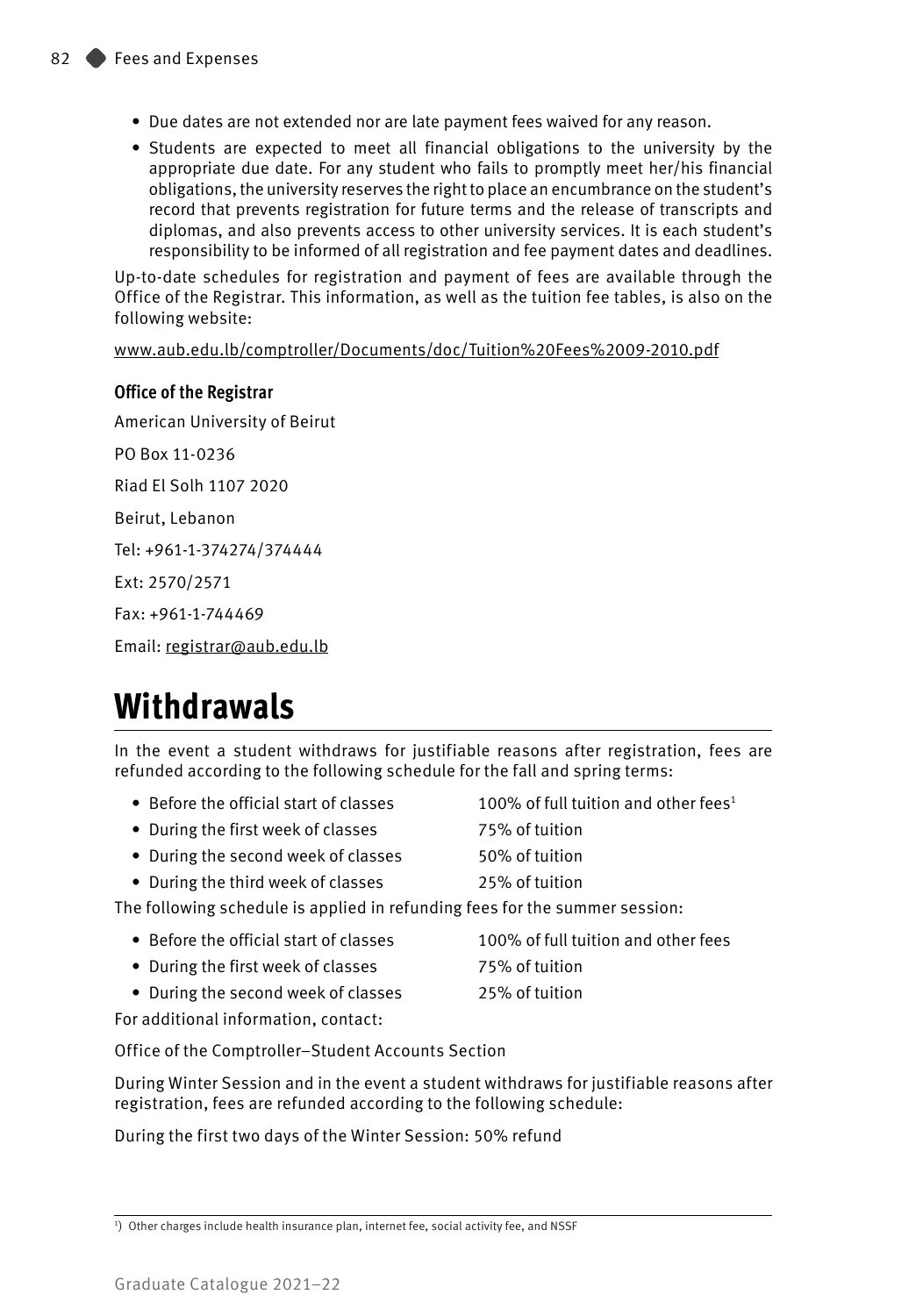- Due dates are not extended nor are late payment fees waived for any reason.
- Students are expected to meet all financial obligations to the university by the appropriate due date. For any student who fails to promptly meet her/his financial obligations, the university reserves the right to place an encumbrance on the student's record that prevents registration for future terms and the release of transcripts and diplomas, and also prevents access to other university services. It is each student's responsibility to be informed of all registration and fee payment dates and deadlines.

Up-to-date schedules for registration and payment of fees are available through the Office of the Registrar. This information, as well as the tuition fee tables, is also on the following website:

www.aub.edu.lb/comptroller/Documents/doc/Tuition%20Fees%2009-2010.pdf

**Office of the Registrar**

American University of Beirut

PO Box 11-0236

Riad El Solh 1107 2020

Beirut, Lebanon

Tel: +961-1-374274/374444

Ext: 2570/2571

Fax: +961-1-744469

Email: registrar@aub.edu.lb

# Withdrawals

In the event a student withdraws for justifiable reasons after registration, fees are refunded according to the following schedule for the fall and spring terms:

- Before the official start of classes — 100% of full tuition and other fees[1]
- During the first week of classes — 75% of tuition
- During the second week of classes — 50% of tuition
- During the third week of classes — 25% of tuition

The following schedule is applied in refunding fees for the summer session:

- Before the official start of classes — 100% of full tuition and other fees
- During the first week of classes — 75% of tuition
- During the second week of classes — 25% of tuition

For additional information, contact:

Office of the Comptroller–Student Accounts Section

During Winter Session and in the event a student withdraws for justifiable reasons after registration, fees are refunded according to the following schedule:

During the first two days of the Winter Session: 50% refund

[1]) Other charges include health insurance plan, internet fee, social activity fee, and NSSF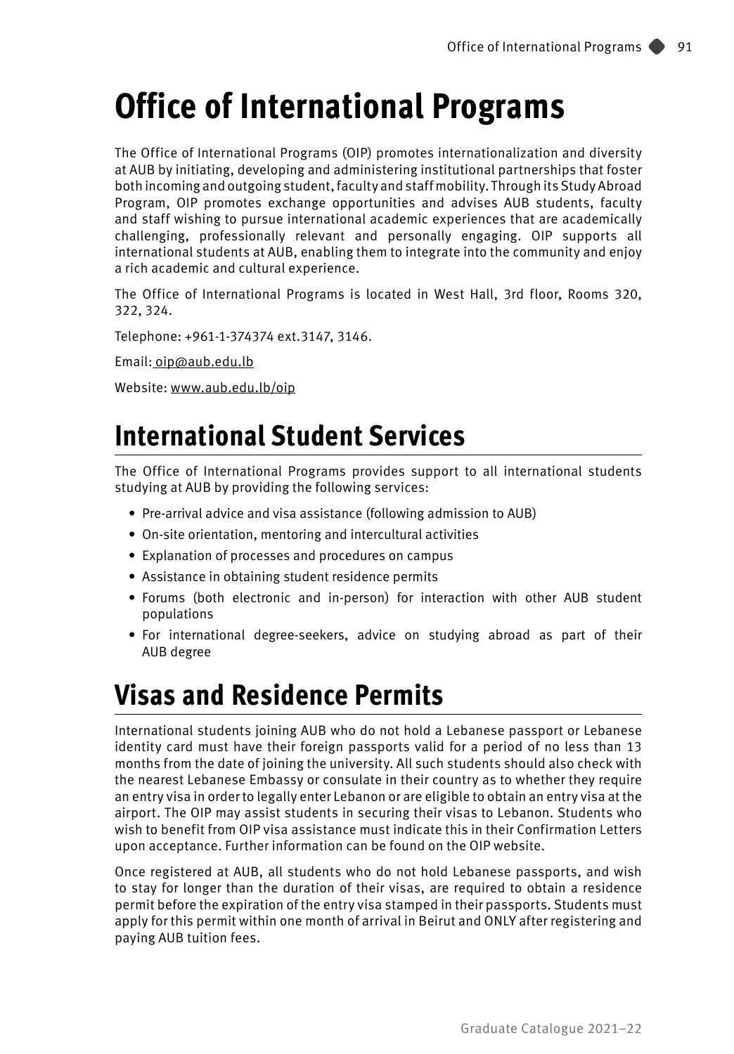# Office of International Programs

The Office of International Programs (OIP) promotes internationalization and diversity at AUB by initiating, developing and administering institutional partnerships that foster both incoming and outgoing student, faculty and staff mobility. Through its Study Abroad Program, OIP promotes exchange opportunities and advises AUB students, faculty and staff wishing to pursue international academic experiences that are academically challenging, professionally relevant and personally engaging. OIP supports all international students at AUB, enabling them to integrate into the community and enjoy a rich academic and cultural experience.

The Office of International Programs is located in West Hall, 3rd floor, Rooms 320, 322, 324.

Telephone: +961-1-374374 ext.3147, 3146.

Email: oip@aub.edu.lb

Website: www.aub.edu.lb/oip

## International Student Services

The Office of International Programs provides support to all international students studying at AUB by providing the following services:

- Pre-arrival advice and visa assistance (following admission to AUB)
- On-site orientation, mentoring and intercultural activities
- Explanation of processes and procedures on campus
- Assistance in obtaining student residence permits
- Forums (both electronic and in-person) for interaction with other AUB student populations
- For international degree-seekers, advice on studying abroad as part of their AUB degree

## Visas and Residence Permits

International students joining AUB who do not hold a Lebanese passport or Lebanese identity card must have their foreign passports valid for a period of no less than 13 months from the date of joining the university. All such students should also check with the nearest Lebanese Embassy or consulate in their country as to whether they require an entry visa in order to legally enter Lebanon or are eligible to obtain an entry visa at the airport. The OIP may assist students in securing their visas to Lebanon. Students who wish to benefit from OIP visa assistance must indicate this in their Confirmation Letters upon acceptance. Further information can be found on the OIP website.

Once registered at AUB, all students who do not hold Lebanese passports, and wish to stay for longer than the duration of their visas, are required to obtain a residence permit before the expiration of the entry visa stamped in their passports. Students must apply for this permit within one month of arrival in Beirut and ONLY after registering and paying AUB tuition fees.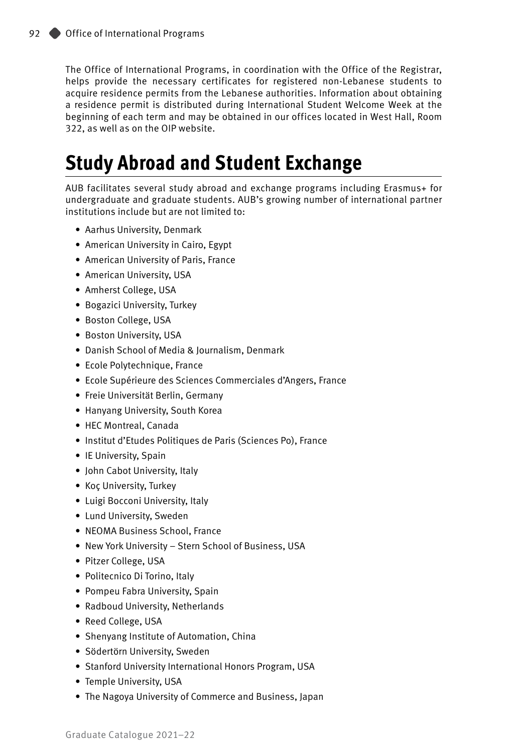The Office of International Programs, in coordination with the Office of the Registrar, helps provide the necessary certificates for registered non-Lebanese students to acquire residence permits from the Lebanese authorities. Information about obtaining a residence permit is distributed during International Student Welcome Week at the beginning of each term and may be obtained in our offices located in West Hall, Room 322, as well as on the OIP website.

# Study Abroad and Student Exchange

AUB facilitates several study abroad and exchange programs including Erasmus+ for undergraduate and graduate students. AUB's growing number of international partner institutions include but are not limited to:

- Aarhus University, Denmark
- American University in Cairo, Egypt
- American University of Paris, France
- American University, USA
- Amherst College, USA
- Bogazici University, Turkey
- Boston College, USA
- Boston University, USA
- Danish School of Media & Journalism, Denmark
- Ecole Polytechnique, France
- Ecole Supérieure des Sciences Commerciales d'Angers, France
- Freie Universität Berlin, Germany
- Hanyang University, South Korea
- HEC Montreal, Canada
- Institut d'Etudes Politiques de Paris (Sciences Po), France
- IE University, Spain
- John Cabot University, Italy
- Koç University, Turkey
- Luigi Bocconi University, Italy
- Lund University, Sweden
- NEOMA Business School, France
- New York University – Stern School of Business, USA
- Pitzer College, USA
- Politecnico Di Torino, Italy
- Pompeu Fabra University, Spain
- Radboud University, Netherlands
- Reed College, USA
- Shenyang Institute of Automation, China
- Södertörn University, Sweden
- Stanford University International Honors Program, USA
- Temple University, USA
- The Nagoya University of Commerce and Business, Japan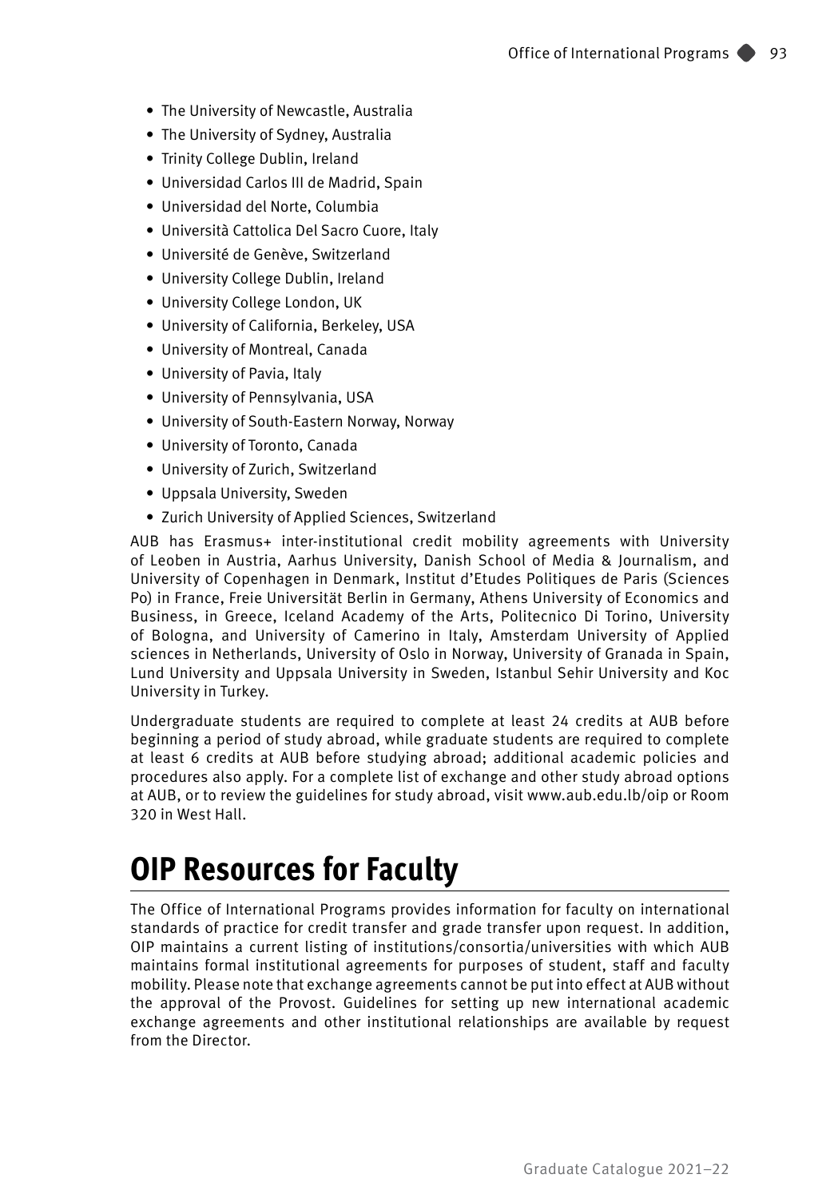- The University of Newcastle, Australia
- The University of Sydney, Australia
- Trinity College Dublin, Ireland
- Universidad Carlos III de Madrid, Spain
- Universidad del Norte, Columbia
- Università Cattolica Del Sacro Cuore, Italy
- Université de Genève, Switzerland
- University College Dublin, Ireland
- University College London, UK
- University of California, Berkeley, USA
- University of Montreal, Canada
- University of Pavia, Italy
- University of Pennsylvania, USA
- University of South-Eastern Norway, Norway
- University of Toronto, Canada
- University of Zurich, Switzerland
- Uppsala University, Sweden
- Zurich University of Applied Sciences, Switzerland

AUB has Erasmus+ inter-institutional credit mobility agreements with University of Leoben in Austria, Aarhus University, Danish School of Media & Journalism, and University of Copenhagen in Denmark, Institut d'Etudes Politiques de Paris (Sciences Po) in France, Freie Universität Berlin in Germany, Athens University of Economics and Business, in Greece, Iceland Academy of the Arts, Politecnico Di Torino, University of Bologna, and University of Camerino in Italy, Amsterdam University of Applied sciences in Netherlands, University of Oslo in Norway, University of Granada in Spain, Lund University and Uppsala University in Sweden, Istanbul Sehir University and Koc University in Turkey.

Undergraduate students are required to complete at least 24 credits at AUB before beginning a period of study abroad, while graduate students are required to complete at least 6 credits at AUB before studying abroad; additional academic policies and procedures also apply. For a complete list of exchange and other study abroad options at AUB, or to review the guidelines for study abroad, visit www.aub.edu.lb/oip or Room 320 in West Hall.

# OIP Resources for Faculty

The Office of International Programs provides information for faculty on international standards of practice for credit transfer and grade transfer upon request. In addition, OIP maintains a current listing of institutions/consortia/universities with which AUB maintains formal institutional agreements for purposes of student, staff and faculty mobility. Please note that exchange agreements cannot be put into effect at AUB without the approval of the Provost. Guidelines for setting up new international academic exchange agreements and other institutional relationships are available by request from the Director.